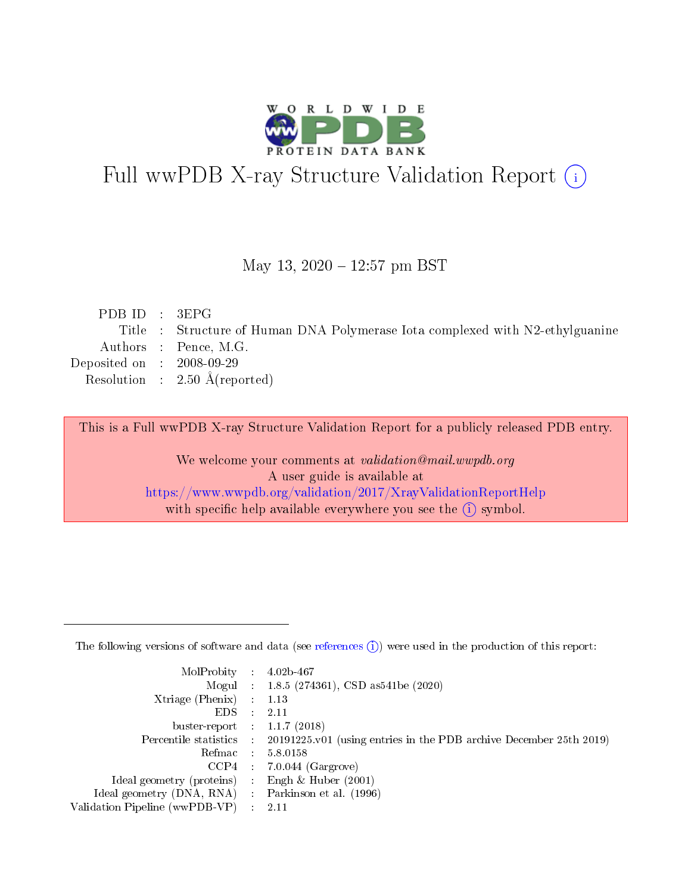# Full wwPDB X-ray Structure Validation Report ⓘ

May 13, 2020 – 12:57 pm BST

| | | |
|---|---|---|
| PDB ID | : | 3EPG |
| Title | : | Structure of Human DNA Polymerase Iota complexed with N2-ethylguanine |
| Authors | : | Pence, M.G. |
| Deposited on | : | 2008-09-29 |
| Resolution | : | 2.50 Å(reported) |

This is a Full wwPDB X-ray Structure Validation Report for a publicly released PDB entry.

We welcome your comments at *validation@mail.wwpdb.org*
A user guide is available at
https://www.wwpdb.org/validation/2017/XrayValidationReportHelp
with specific help available everywhere you see the ⓘ symbol.

The following versions of software and data (see references ⓘ) were used in the production of this report:

| | | |
|---|---|---|
| MolProbity | : | 4.02b-467 |
| Mogul | : | 1.8.5 (274361), CSD as541be (2020) |
| Xtriage (Phenix) | : | 1.13 |
| EDS | : | 2.11 |
| buster-report | : | 1.1.7 (2018) |
| Percentile statistics | : | 20191225.v01 (using entries in the PDB archive December 25th 2019) |
| Refmac | : | 5.8.0158 |
| CCP4 | : | 7.0.044 (Gargrove) |
| Ideal geometry (proteins) | : | Engh & Huber (2001) |
| Ideal geometry (DNA, RNA) | : | Parkinson et al. (1996) |
| Validation Pipeline (wwPDB-VP) | : | 2.11 |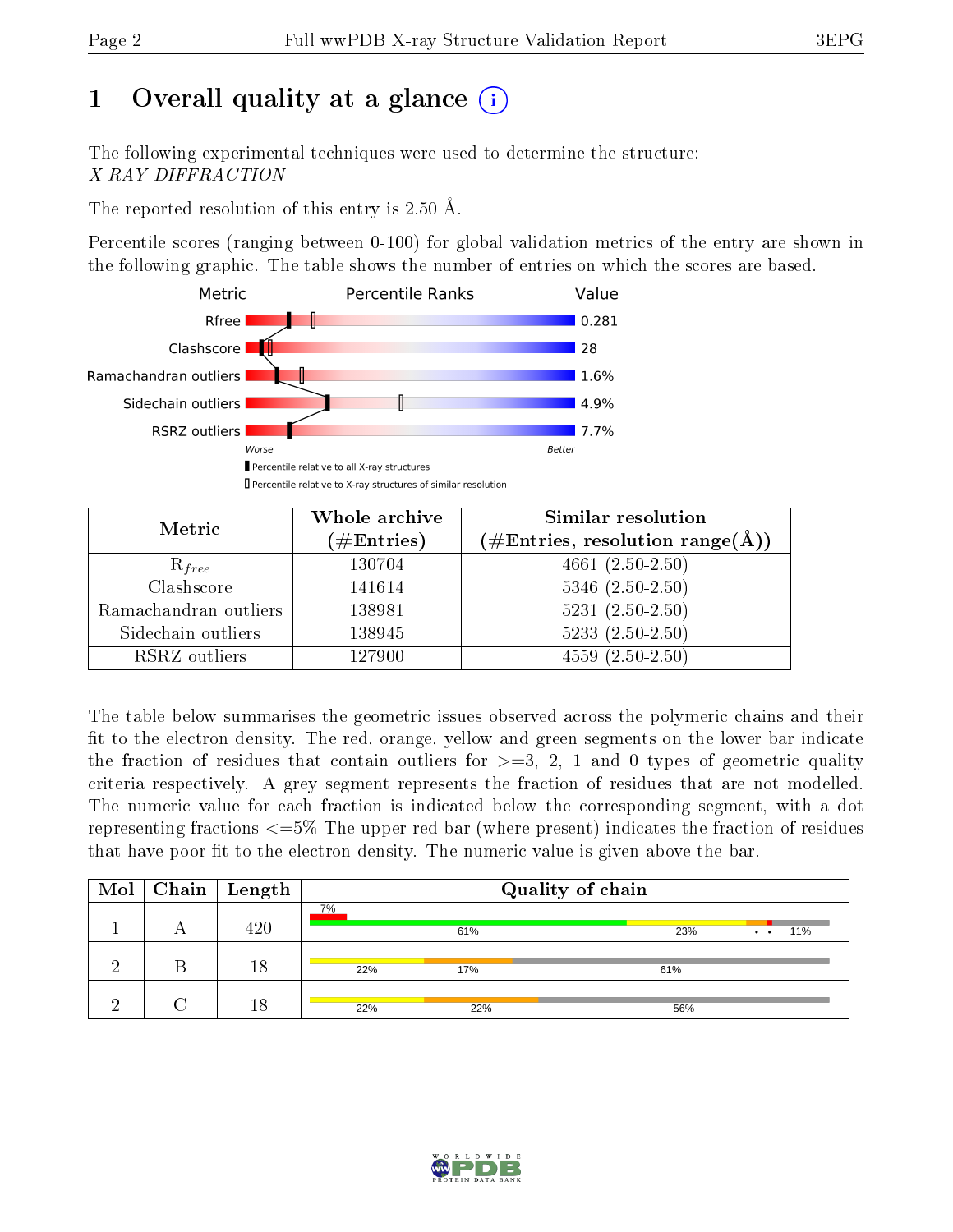# 1 Overall quality at a glance

The following experimental techniques were used to determine the structure:
*X-RAY DIFFRACTION*

The reported resolution of this entry is 2.50 Å.

Percentile scores (ranging between 0-100) for global validation metrics of the entry are shown in the following graphic. The table shows the number of entries on which the scores are based.

| Metric | Value |
|---|---|
| Rfree | 0.281 |
| Clashscore | 28 |
| Ramachandran outliers | 1.6% |
| Sidechain outliers | 4.9% |
| RSRZ outliers | 7.7% |

Worse — Better

▮ Percentile relative to all X-ray structures
▯ Percentile relative to X-ray structures of similar resolution

| Metric | Whole archive (#Entries) | Similar resolution (#Entries, resolution range(Å)) |
|---|---|---|
| $R_{free}$ | 130704 | 4661 (2.50-2.50) |
| Clashscore | 141614 | 5346 (2.50-2.50) |
| Ramachandran outliers | 138981 | 5231 (2.50-2.50) |
| Sidechain outliers | 138945 | 5233 (2.50-2.50) |
| RSRZ outliers | 127900 | 4559 (2.50-2.50) |

The table below summarises the geometric issues observed across the polymeric chains and their fit to the electron density. The red, orange, yellow and green segments on the lower bar indicate the fraction of residues that contain outliers for >=3, 2, 1 and 0 types of geometric quality criteria respectively. A grey segment represents the fraction of residues that are not modelled. The numeric value for each fraction is indicated below the corresponding segment, with a dot representing fractions <=5% The upper red bar (where present) indicates the fraction of residues that have poor fit to the electron density. The numeric value is given above the bar.

| Mol | Chain | Length | Quality of chain |
|---|---|---|---|
| 1 | A | 420 | 7% (poor fit); 61%, 23%, •, •, 11% |
| 2 | B | 18 | 22%, 17%, 61% |
| 2 | C | 18 | 22%, 22%, 56% |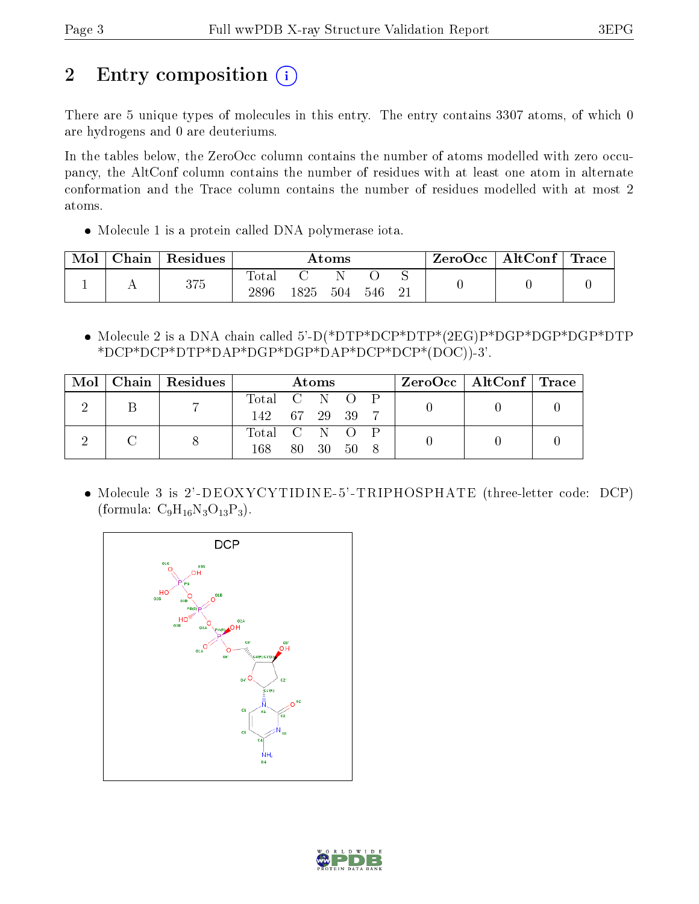# 2 Entry composition

There are 5 unique types of molecules in this entry. The entry contains 3307 atoms, of which 0 are hydrogens and 0 are deuteriums.

In the tables below, the ZeroOcc column contains the number of atoms modelled with zero occupancy, the AltConf column contains the number of residues with at least one atom in alternate conformation and the Trace column contains the number of residues modelled with at most 2 atoms.

- Molecule 1 is a protein called DNA polymerase iota.

| Mol | Chain | Residues | Atoms | | | | | ZeroOcc | AltConf | Trace |
|---|---|---|---|---|---|---|---|---|---|---|
| 1 | A | 375 | Total | C | N | O | S | 0 | 0 | 0 |
| | | | 2896 | 1825 | 504 | 546 | 21 | | | |

- Molecule 2 is a DNA chain called 5'-D(*DTP*DCP*DTP*(2EG)P*DGP*DGP*DGP*DTP *DCP*DCP*DTP*DAP*DGP*DGP*DAP*DCP*DCP*(DOC))-3'.

| Mol | Chain | Residues | Atoms | | | | | ZeroOcc | AltConf | Trace |
|---|---|---|---|---|---|---|---|---|---|---|
| 2 | B | 7 | Total | C | N | O | P | 0 | 0 | 0 |
| | | | 142 | 67 | 29 | 39 | 7 | | | |
| 2 | C | 8 | Total | C | N | O | P | 0 | 0 | 0 |
| | | | 168 | 80 | 30 | 50 | 8 | | | |

- Molecule 3 is 2'-DEOXYCYTIDINE-5'-TRIPHOSPHATE (three-letter code: DCP) (formula: $C_9H_{16}N_3O_{13}P_3$).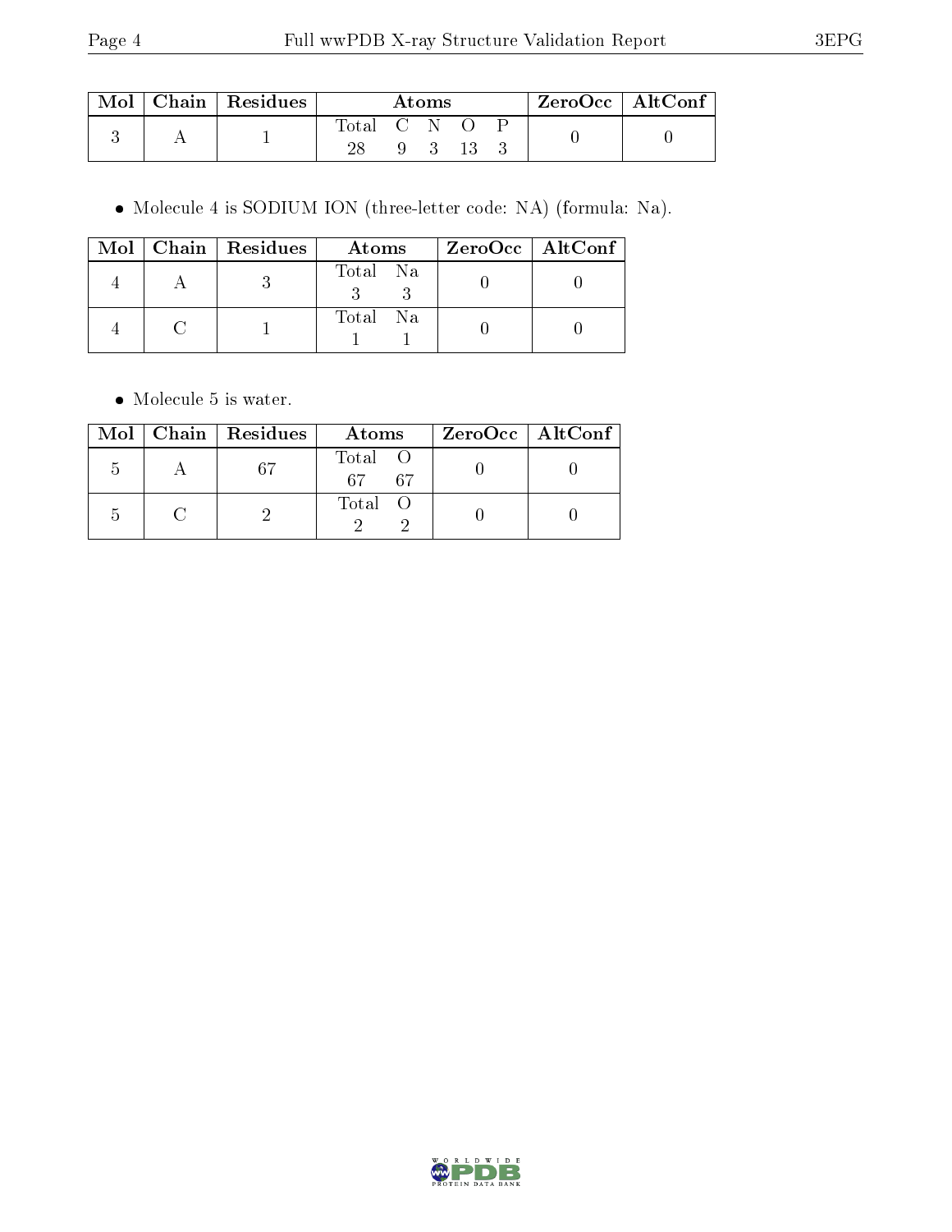| Mol | Chain | Residues | Atoms | | | | | ZeroOcc | AltConf |
|---|---|---|---|---|---|---|---|---|---|
| 3 | A | 1 | Total | C | N | O | P | 0 | 0 |
| | | | 28 | 9 | 3 | 13 | 3 | | |

- Molecule 4 is SODIUM ION (three-letter code: NA) (formula: Na).

| Mol | Chain | Residues | Atoms | | ZeroOcc | AltConf |
|---|---|---|---|---|---|---|
| 4 | A | 3 | Total | Na | 0 | 0 |
| | | | 3 | 3 | | |
| 4 | C | 1 | Total | Na | 0 | 0 |
| | | | 1 | 1 | | |

- Molecule 5 is water.

| Mol | Chain | Residues | Atoms | | ZeroOcc | AltConf |
|---|---|---|---|---|---|---|
| 5 | A | 67 | Total | O | 0 | 0 |
| | | | 67 | 67 | | |
| 5 | C | 2 | Total | O | 0 | 0 |
| | | | 2 | 2 | | |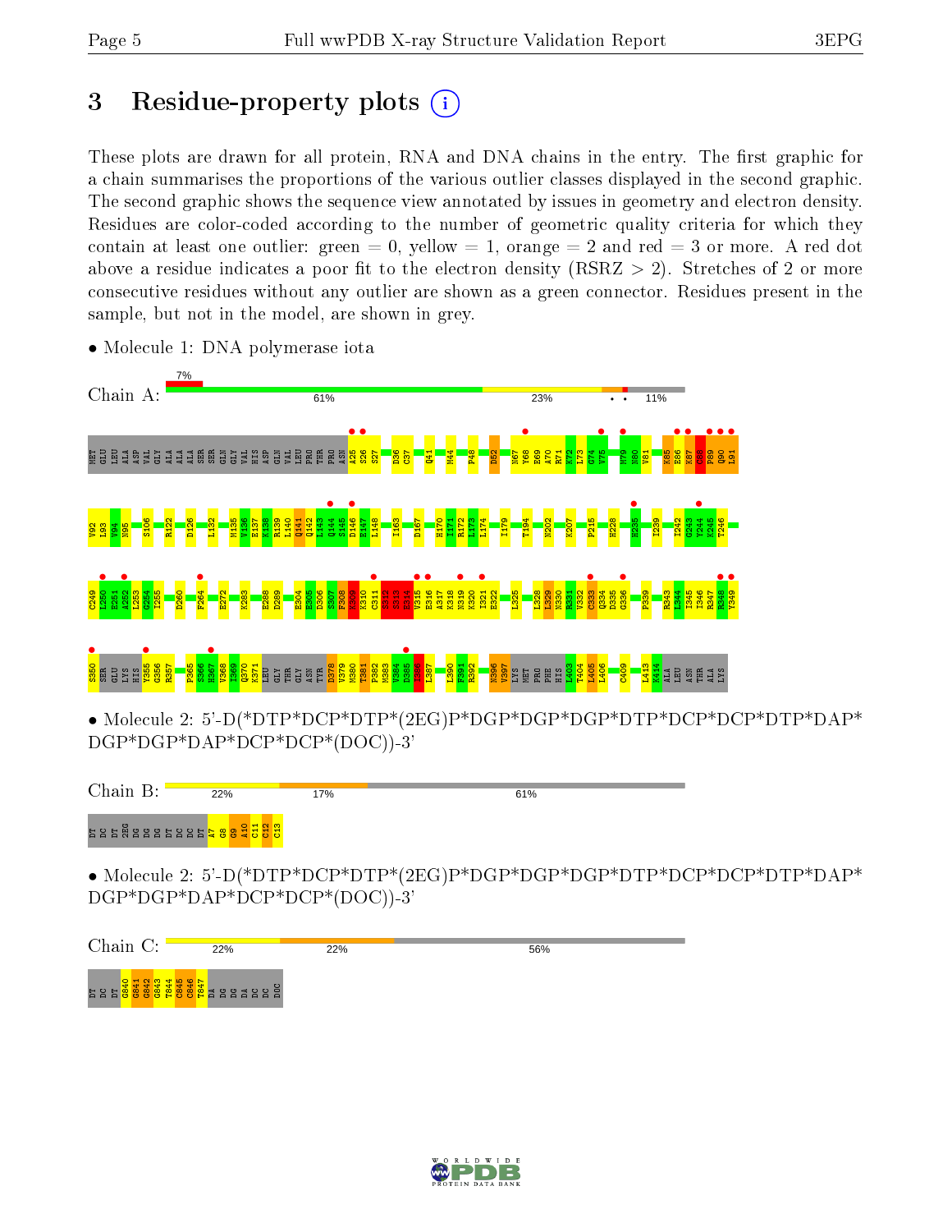# 3 Residue-property plots

These plots are drawn for all protein, RNA and DNA chains in the entry. The first graphic for a chain summarises the proportions of the various outlier classes displayed in the second graphic. The second graphic shows the sequence view annotated by issues in geometry and electron density. Residues are color-coded according to the number of geometric quality criteria for which they contain at least one outlier: green = 0, yellow = 1, orange = 2 and red = 3 or more. A red dot above a residue indicates a poor fit to the electron density (RSRZ > 2). Stretches of 2 or more consecutive residues without any outlier are shown as a green connector. Residues present in the sample, but not in the model, are shown in grey.

- Molecule 1: DNA polymerase iota

Chain A: 7% | 61% | 23% | • • | 11%

- Molecule 2: 5'-D(*DTP*DCP*DTP*(2EG)P*DGP*DGP*DGP*DTP*DCP*DCP*DTP*DAP*DGP*DGP*DAP*DCP*DCP*(DOC))-3'

Chain B: 22% | 17% | 61%

- Molecule 2: 5'-D(*DTP*DCP*DTP*(2EG)P*DGP*DGP*DGP*DTP*DCP*DCP*DTP*DAP*DGP*DGP*DAP*DCP*DCP*(DOC))-3'

Chain C: 22% | 22% | 56%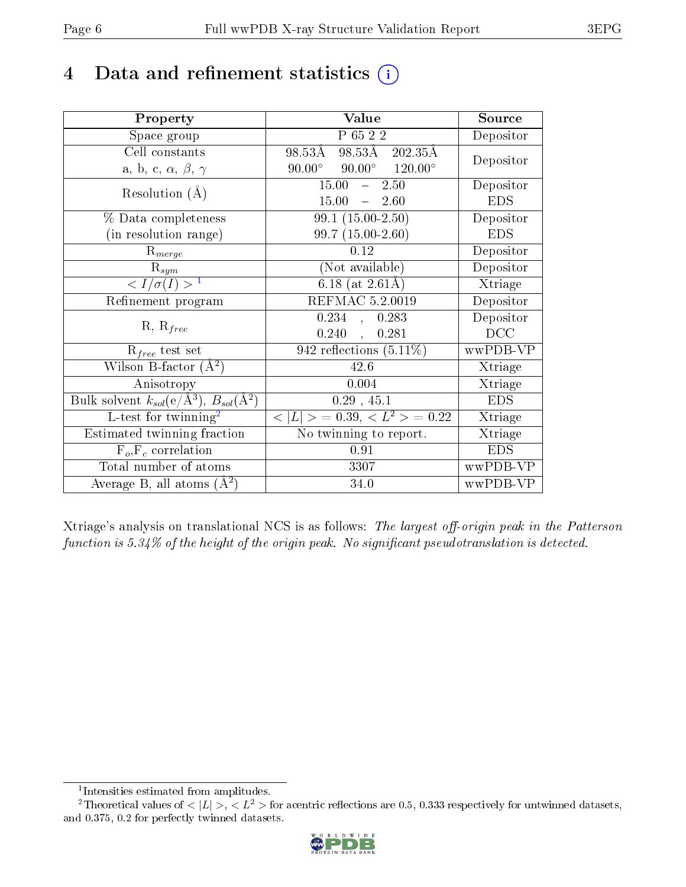# 4 Data and refinement statistics (i)

| Property | Value | Source |
|---|---|---|
| Space group | P 65 2 2 | Depositor |
| Cell constants<br>a, b, c, $\alpha$, $\beta$, $\gamma$ | 98.53Å 98.53Å 202.35Å<br>90.00° 90.00° 120.00° | Depositor |
| Resolution (Å) | 15.00 – 2.50<br>15.00 – 2.60 | Depositor<br>EDS |
| % Data completeness<br>(in resolution range) | 99.1 (15.00-2.50)<br>99.7 (15.00-2.60) | Depositor<br>EDS |
| $R_{merge}$ | 0.12 | Depositor |
| $R_{sym}$ | (Not available) | Depositor |
| $< I/\sigma(I) >$ [1] | 6.18 (at 2.61Å) | Xtriage |
| Refinement program | REFMAC 5.2.0019 | Depositor |
| R, $R_{free}$ | 0.234 , 0.283<br>0.240 , 0.281 | Depositor<br>DCC |
| $R_{free}$ test set | 942 reflections (5.11%) | wwPDB-VP |
| Wilson B-factor (Å$^2$) | 42.6 | Xtriage |
| Anisotropy | 0.004 | Xtriage |
| Bulk solvent $k_{sol}$(e/Å$^3$), $B_{sol}$(Å$^2$) | 0.29 , 45.1 | EDS |
| L-test for twinning[2] | $< \|L\| >$ = 0.39, $< L^2 >$ = 0.22 | Xtriage |
| Estimated twinning fraction | No twinning to report. | Xtriage |
| $F_o$,$F_c$ correlation | 0.91 | EDS |
| Total number of atoms | 3307 | wwPDB-VP |
| Average B, all atoms (Å$^2$) | 34.0 | wwPDB-VP |

Xtriage's analysis on translational NCS is as follows: *The largest off-origin peak in the Patterson function is 5.34% of the height of the origin peak. No significant pseudotranslation is detected.*

[1] Intensities estimated from amplitudes.

[2] Theoretical values of $< |L| >$, $< L^2 >$ for acentric reflections are 0.5, 0.333 respectively for untwinned datasets, and 0.375, 0.2 for perfectly twinned datasets.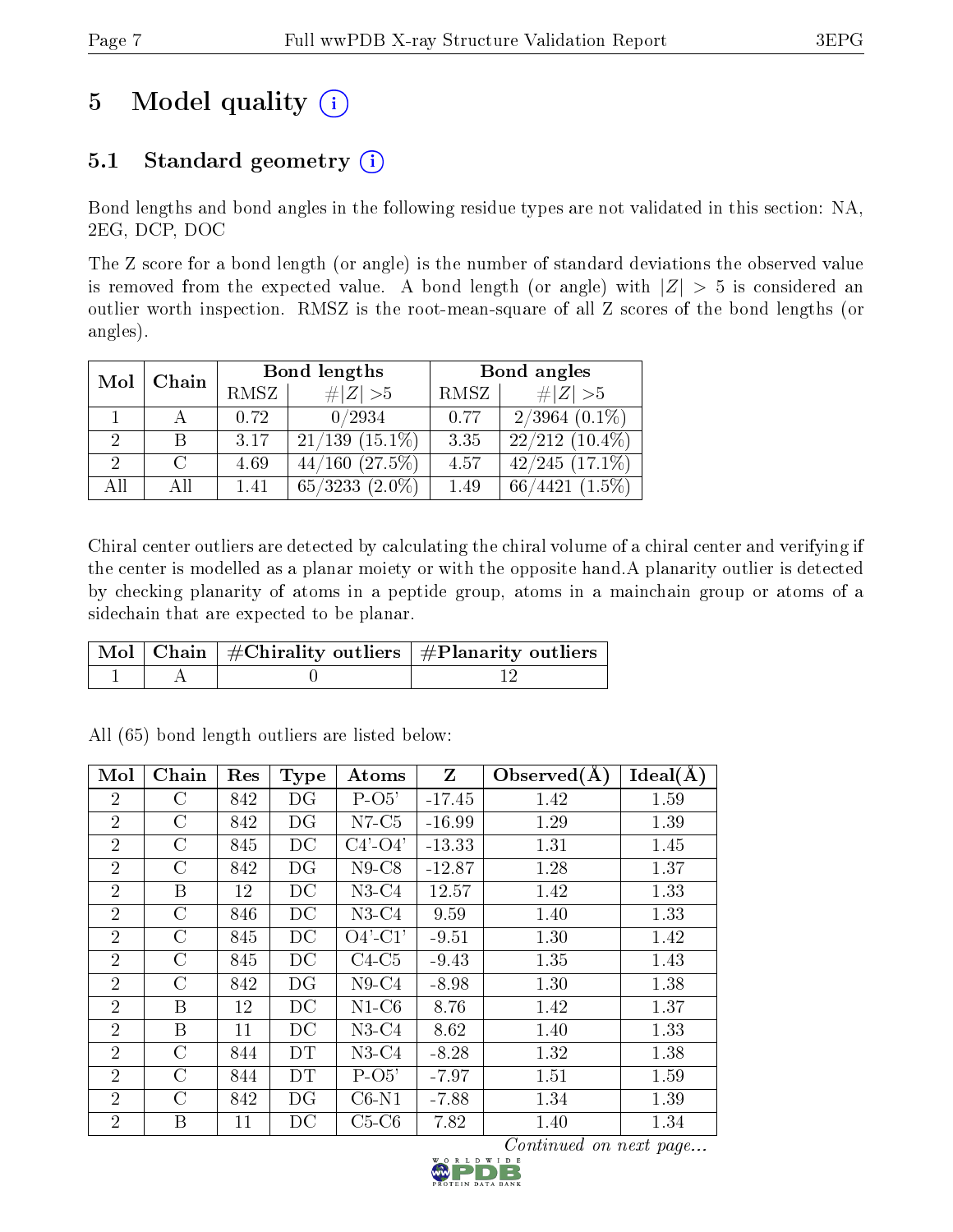# 5 Model quality (i)

## 5.1 Standard geometry (i)

Bond lengths and bond angles in the following residue types are not validated in this section: NA, 2EG, DCP, DOC

The Z score for a bond length (or angle) is the number of standard deviations the observed value is removed from the expected value. A bond length (or angle) with $|Z| > 5$ is considered an outlier worth inspection. RMSZ is the root-mean-square of all Z scores of the bond lengths (or angles).

| Mol | Chain | Bond lengths | | Bond angles | |
|---|---|---|---|---|---|
| | | RMSZ | #\|Z\| >5 | RMSZ | #\|Z\| >5 |
| 1 | A | 0.72 | 0/2934 | 0.77 | 2/3964 (0.1%) |
| 2 | B | 3.17 | 21/139 (15.1%) | 3.35 | 22/212 (10.4%) |
| 2 | C | 4.69 | 44/160 (27.5%) | 4.57 | 42/245 (17.1%) |
| All | All | 1.41 | 65/3233 (2.0%) | 1.49 | 66/4421 (1.5%) |

Chiral center outliers are detected by calculating the chiral volume of a chiral center and verifying if the center is modelled as a planar moiety or with the opposite hand.A planarity outlier is detected by checking planarity of atoms in a peptide group, atoms in a mainchain group or atoms of a sidechain that are expected to be planar.

| Mol | Chain | #Chirality outliers | #Planarity outliers |
|---|---|---|---|
| 1 | A | 0 | 12 |

All (65) bond length outliers are listed below:

| Mol | Chain | Res | Type | Atoms | Z | Observed(Å) | Ideal(Å) |
|---|---|---|---|---|---|---|---|
| 2 | C | 842 | DG | P-O5' | -17.45 | 1.42 | 1.59 |
| 2 | C | 842 | DG | N7-C5 | -16.99 | 1.29 | 1.39 |
| 2 | C | 845 | DC | C4'-O4' | -13.33 | 1.31 | 1.45 |
| 2 | C | 842 | DG | N9-C8 | -12.87 | 1.28 | 1.37 |
| 2 | B | 12 | DC | N3-C4 | 12.57 | 1.42 | 1.33 |
| 2 | C | 846 | DC | N3-C4 | 9.59 | 1.40 | 1.33 |
| 2 | C | 845 | DC | O4'-C1' | -9.51 | 1.30 | 1.42 |
| 2 | C | 845 | DC | C4-C5 | -9.43 | 1.35 | 1.43 |
| 2 | C | 842 | DG | N9-C4 | -8.98 | 1.30 | 1.38 |
| 2 | B | 12 | DC | N1-C6 | 8.76 | 1.42 | 1.37 |
| 2 | B | 11 | DC | N3-C4 | 8.62 | 1.40 | 1.33 |
| 2 | C | 844 | DT | N3-C4 | -8.28 | 1.32 | 1.38 |
| 2 | C | 844 | DT | P-O5' | -7.97 | 1.51 | 1.59 |
| 2 | C | 842 | DG | C6-N1 | -7.88 | 1.34 | 1.39 |
| 2 | B | 11 | DC | C5-C6 | 7.82 | 1.40 | 1.34 |

*Continued on next page...*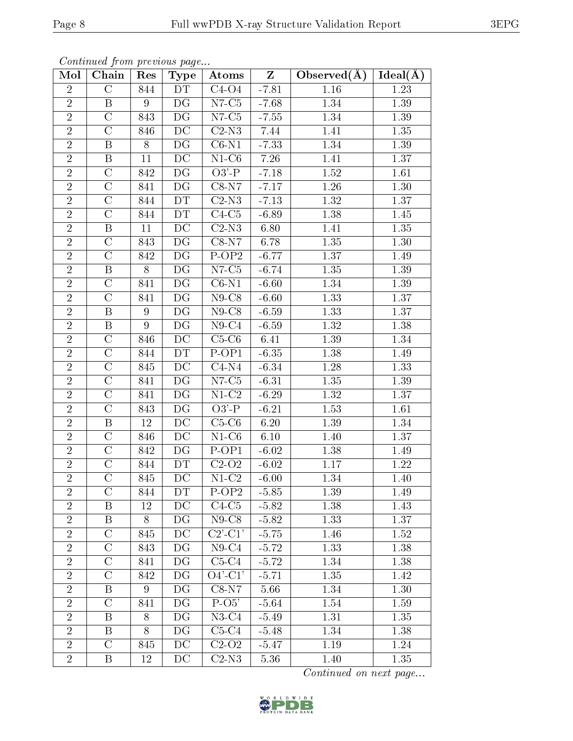*Continued from previous page...*

| Mol | Chain | Res | Type | Atoms | Z | Observed(Å) | Ideal(Å) |
|---|---|---|---|---|---|---|---|
| 2 | C | 844 | DT | C4-O4 | -7.81 | 1.16 | 1.23 |
| 2 | B | 9 | DG | N7-C5 | -7.68 | 1.34 | 1.39 |
| 2 | C | 843 | DG | N7-C5 | -7.55 | 1.34 | 1.39 |
| 2 | C | 846 | DC | C2-N3 | 7.44 | 1.41 | 1.35 |
| 2 | B | 8 | DG | C6-N1 | -7.33 | 1.34 | 1.39 |
| 2 | B | 11 | DC | N1-C6 | 7.26 | 1.41 | 1.37 |
| 2 | C | 842 | DG | O3'-P | -7.18 | 1.52 | 1.61 |
| 2 | C | 841 | DG | C8-N7 | -7.17 | 1.26 | 1.30 |
| 2 | C | 844 | DT | C2-N3 | -7.13 | 1.32 | 1.37 |
| 2 | C | 844 | DT | C4-C5 | -6.89 | 1.38 | 1.45 |
| 2 | B | 11 | DC | C2-N3 | 6.80 | 1.41 | 1.35 |
| 2 | C | 843 | DG | C8-N7 | 6.78 | 1.35 | 1.30 |
| 2 | C | 842 | DG | P-OP2 | -6.77 | 1.37 | 1.49 |
| 2 | B | 8 | DG | N7-C5 | -6.74 | 1.35 | 1.39 |
| 2 | C | 841 | DG | C6-N1 | -6.60 | 1.34 | 1.39 |
| 2 | C | 841 | DG | N9-C8 | -6.60 | 1.33 | 1.37 |
| 2 | B | 9 | DG | N9-C8 | -6.59 | 1.33 | 1.37 |
| 2 | B | 9 | DG | N9-C4 | -6.59 | 1.32 | 1.38 |
| 2 | C | 846 | DC | C5-C6 | 6.41 | 1.39 | 1.34 |
| 2 | C | 844 | DT | P-OP1 | -6.35 | 1.38 | 1.49 |
| 2 | C | 845 | DC | C4-N4 | -6.34 | 1.28 | 1.33 |
| 2 | C | 841 | DG | N7-C5 | -6.31 | 1.35 | 1.39 |
| 2 | C | 841 | DG | N1-C2 | -6.29 | 1.32 | 1.37 |
| 2 | C | 843 | DG | O3'-P | -6.21 | 1.53 | 1.61 |
| 2 | B | 12 | DC | C5-C6 | 6.20 | 1.39 | 1.34 |
| 2 | C | 846 | DC | N1-C6 | 6.10 | 1.40 | 1.37 |
| 2 | C | 842 | DG | P-OP1 | -6.02 | 1.38 | 1.49 |
| 2 | C | 844 | DT | C2-O2 | -6.02 | 1.17 | 1.22 |
| 2 | C | 845 | DC | N1-C2 | -6.00 | 1.34 | 1.40 |
| 2 | C | 844 | DT | P-OP2 | -5.85 | 1.39 | 1.49 |
| 2 | B | 12 | DC | C4-C5 | -5.82 | 1.38 | 1.43 |
| 2 | B | 8 | DG | N9-C8 | -5.82 | 1.33 | 1.37 |
| 2 | C | 845 | DC | C2'-C1' | -5.75 | 1.46 | 1.52 |
| 2 | C | 843 | DG | N9-C4 | -5.72 | 1.33 | 1.38 |
| 2 | C | 841 | DG | C5-C4 | -5.72 | 1.34 | 1.38 |
| 2 | C | 842 | DG | O4'-C1' | -5.71 | 1.35 | 1.42 |
| 2 | B | 9 | DG | C8-N7 | 5.66 | 1.34 | 1.30 |
| 2 | C | 841 | DG | P-O5' | -5.64 | 1.54 | 1.59 |
| 2 | B | 8 | DG | N3-C4 | -5.49 | 1.31 | 1.35 |
| 2 | B | 8 | DG | C5-C4 | -5.48 | 1.34 | 1.38 |
| 2 | C | 845 | DC | C2-O2 | -5.47 | 1.19 | 1.24 |
| 2 | B | 12 | DC | C2-N3 | 5.36 | 1.40 | 1.35 |

*Continued on next page...*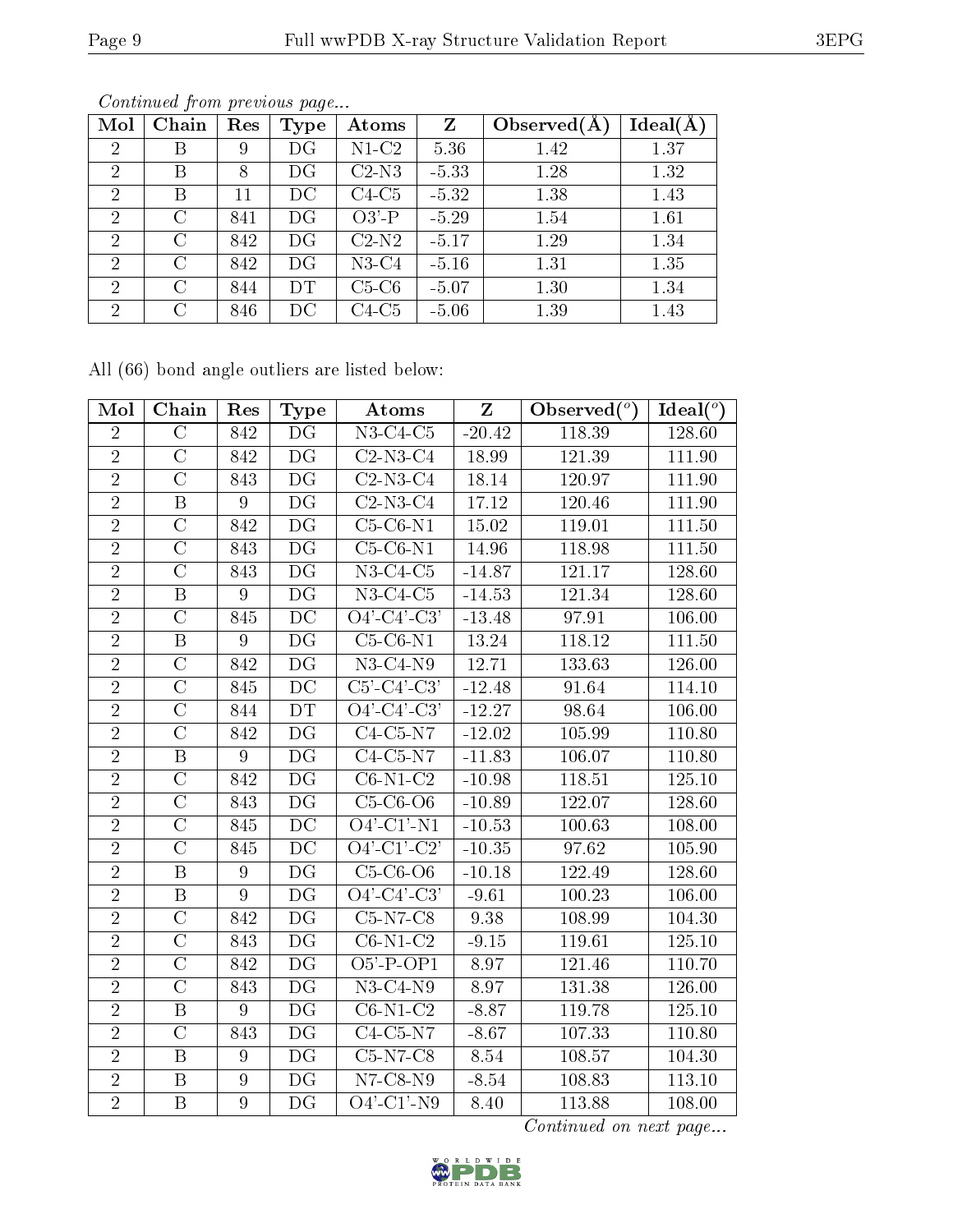*Continued from previous page...*

| Mol | Chain | Res | Type | Atoms | Z | Observed(Å) | Ideal(Å) |
|---|---|---|---|---|---|---|---|
| 2 | B | 9 | DG | N1-C2 | 5.36 | 1.42 | 1.37 |
| 2 | B | 8 | DG | C2-N3 | -5.33 | 1.28 | 1.32 |
| 2 | B | 11 | DC | C4-C5 | -5.32 | 1.38 | 1.43 |
| 2 | C | 841 | DG | O3'-P | -5.29 | 1.54 | 1.61 |
| 2 | C | 842 | DG | C2-N2 | -5.17 | 1.29 | 1.34 |
| 2 | C | 842 | DG | N3-C4 | -5.16 | 1.31 | 1.35 |
| 2 | C | 844 | DT | C5-C6 | -5.07 | 1.30 | 1.34 |
| 2 | C | 846 | DC | C4-C5 | -5.06 | 1.39 | 1.43 |

All (66) bond angle outliers are listed below:

| Mol | Chain | Res | Type | Atoms | Z | Observed(°) | Ideal(°) |
|---|---|---|---|---|---|---|---|
| 2 | C | 842 | DG | N3-C4-C5 | -20.42 | 118.39 | 128.60 |
| 2 | C | 842 | DG | C2-N3-C4 | 18.99 | 121.39 | 111.90 |
| 2 | C | 843 | DG | C2-N3-C4 | 18.14 | 120.97 | 111.90 |
| 2 | B | 9 | DG | C2-N3-C4 | 17.12 | 120.46 | 111.90 |
| 2 | C | 842 | DG | C5-C6-N1 | 15.02 | 119.01 | 111.50 |
| 2 | C | 843 | DG | C5-C6-N1 | 14.96 | 118.98 | 111.50 |
| 2 | C | 843 | DG | N3-C4-C5 | -14.87 | 121.17 | 128.60 |
| 2 | B | 9 | DG | N3-C4-C5 | -14.53 | 121.34 | 128.60 |
| 2 | C | 845 | DC | O4'-C4'-C3' | -13.48 | 97.91 | 106.00 |
| 2 | B | 9 | DG | C5-C6-N1 | 13.24 | 118.12 | 111.50 |
| 2 | C | 842 | DG | N3-C4-N9 | 12.71 | 133.63 | 126.00 |
| 2 | C | 845 | DC | C5'-C4'-C3' | -12.48 | 91.64 | 114.10 |
| 2 | C | 844 | DT | O4'-C4'-C3' | -12.27 | 98.64 | 106.00 |
| 2 | C | 842 | DG | C4-C5-N7 | -12.02 | 105.99 | 110.80 |
| 2 | B | 9 | DG | C4-C5-N7 | -11.83 | 106.07 | 110.80 |
| 2 | C | 842 | DG | C6-N1-C2 | -10.98 | 118.51 | 125.10 |
| 2 | C | 843 | DG | C5-C6-O6 | -10.89 | 122.07 | 128.60 |
| 2 | C | 845 | DC | O4'-C1'-N1 | -10.53 | 100.63 | 108.00 |
| 2 | C | 845 | DC | O4'-C1'-C2' | -10.35 | 97.62 | 105.90 |
| 2 | B | 9 | DG | C5-C6-O6 | -10.18 | 122.49 | 128.60 |
| 2 | B | 9 | DG | O4'-C4'-C3' | -9.61 | 100.23 | 106.00 |
| 2 | C | 842 | DG | C5-N7-C8 | 9.38 | 108.99 | 104.30 |
| 2 | C | 843 | DG | C6-N1-C2 | -9.15 | 119.61 | 125.10 |
| 2 | C | 842 | DG | O5'-P-OP1 | 8.97 | 121.46 | 110.70 |
| 2 | C | 843 | DG | N3-C4-N9 | 8.97 | 131.38 | 126.00 |
| 2 | B | 9 | DG | C6-N1-C2 | -8.87 | 119.78 | 125.10 |
| 2 | C | 843 | DG | C4-C5-N7 | -8.67 | 107.33 | 110.80 |
| 2 | B | 9 | DG | C5-N7-C8 | 8.54 | 108.57 | 104.30 |
| 2 | B | 9 | DG | N7-C8-N9 | -8.54 | 108.83 | 113.10 |
| 2 | B | 9 | DG | O4'-C1'-N9 | 8.40 | 113.88 | 108.00 |

*Continued on next page...*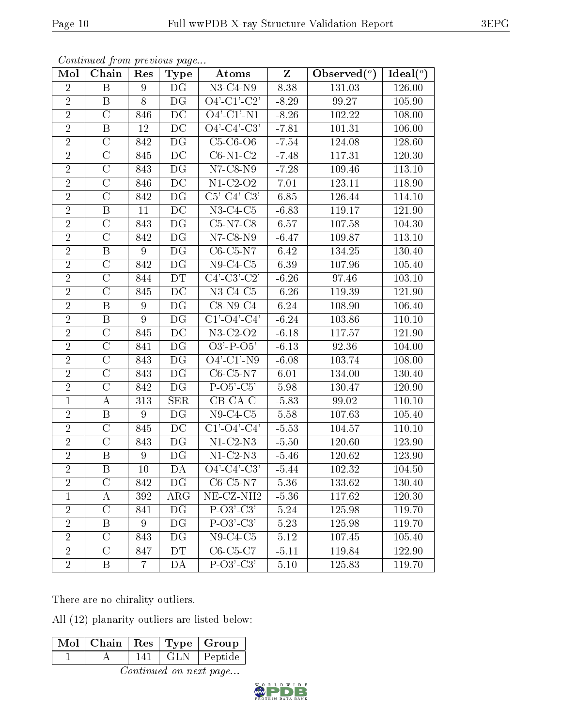*Continued from previous page...*

| Mol | Chain | Res | Type | Atoms | Z | Observed(°) | Ideal(°) |
|---|---|---|---|---|---|---|---|
| 2 | B | 9 | DG | N3-C4-N9 | 8.38 | 131.03 | 126.00 |
| 2 | B | 8 | DG | O4'-C1'-C2' | -8.29 | 99.27 | 105.90 |
| 2 | C | 846 | DC | O4'-C1'-N1 | -8.26 | 102.22 | 108.00 |
| 2 | B | 12 | DC | O4'-C4'-C3' | -7.81 | 101.31 | 106.00 |
| 2 | C | 842 | DG | C5-C6-O6 | -7.54 | 124.08 | 128.60 |
| 2 | C | 845 | DC | C6-N1-C2 | -7.48 | 117.31 | 120.30 |
| 2 | C | 843 | DG | N7-C8-N9 | -7.28 | 109.46 | 113.10 |
| 2 | C | 846 | DC | N1-C2-O2 | 7.01 | 123.11 | 118.90 |
| 2 | C | 842 | DG | C5'-C4'-C3' | 6.85 | 126.44 | 114.10 |
| 2 | B | 11 | DC | N3-C4-C5 | -6.83 | 119.17 | 121.90 |
| 2 | C | 843 | DG | C5-N7-C8 | 6.57 | 107.58 | 104.30 |
| 2 | C | 842 | DG | N7-C8-N9 | -6.47 | 109.87 | 113.10 |
| 2 | B | 9 | DG | C6-C5-N7 | 6.42 | 134.25 | 130.40 |
| 2 | C | 842 | DG | N9-C4-C5 | 6.39 | 107.96 | 105.40 |
| 2 | C | 844 | DT | C4'-C3'-C2' | -6.26 | 97.46 | 103.10 |
| 2 | C | 845 | DC | N3-C4-C5 | -6.26 | 119.39 | 121.90 |
| 2 | B | 9 | DG | C8-N9-C4 | 6.24 | 108.90 | 106.40 |
| 2 | B | 9 | DG | C1'-O4'-C4' | -6.24 | 103.86 | 110.10 |
| 2 | C | 845 | DC | N3-C2-O2 | -6.18 | 117.57 | 121.90 |
| 2 | C | 841 | DG | O3'-P-O5' | -6.13 | 92.36 | 104.00 |
| 2 | C | 843 | DG | O4'-C1'-N9 | -6.08 | 103.74 | 108.00 |
| 2 | C | 843 | DG | C6-C5-N7 | 6.01 | 134.00 | 130.40 |
| 2 | C | 842 | DG | P-O5'-C5' | 5.98 | 130.47 | 120.90 |
| 1 | A | 313 | SER | CB-CA-C | -5.83 | 99.02 | 110.10 |
| 2 | B | 9 | DG | N9-C4-C5 | 5.58 | 107.63 | 105.40 |
| 2 | C | 845 | DC | C1'-O4'-C4' | -5.53 | 104.57 | 110.10 |
| 2 | C | 843 | DG | N1-C2-N3 | -5.50 | 120.60 | 123.90 |
| 2 | B | 9 | DG | N1-C2-N3 | -5.46 | 120.62 | 123.90 |
| 2 | B | 10 | DA | O4'-C4'-C3' | -5.44 | 102.32 | 104.50 |
| 2 | C | 842 | DG | C6-C5-N7 | 5.36 | 133.62 | 130.40 |
| 1 | A | 392 | ARG | NE-CZ-NH2 | -5.36 | 117.62 | 120.30 |
| 2 | C | 841 | DG | P-O3'-C3' | 5.24 | 125.98 | 119.70 |
| 2 | B | 9 | DG | P-O3'-C3' | 5.23 | 125.98 | 119.70 |
| 2 | C | 843 | DG | N9-C4-C5 | 5.12 | 107.45 | 105.40 |
| 2 | C | 847 | DT | C6-C5-C7 | -5.11 | 119.84 | 122.90 |
| 2 | B | 7 | DA | P-O3'-C3' | 5.10 | 125.83 | 119.70 |

There are no chirality outliers.

All (12) planarity outliers are listed below:

| Mol | Chain | Res | Type | Group |
|---|---|---|---|---|
| 1 | A | 141 | GLN | Peptide |

*Continued on next page...*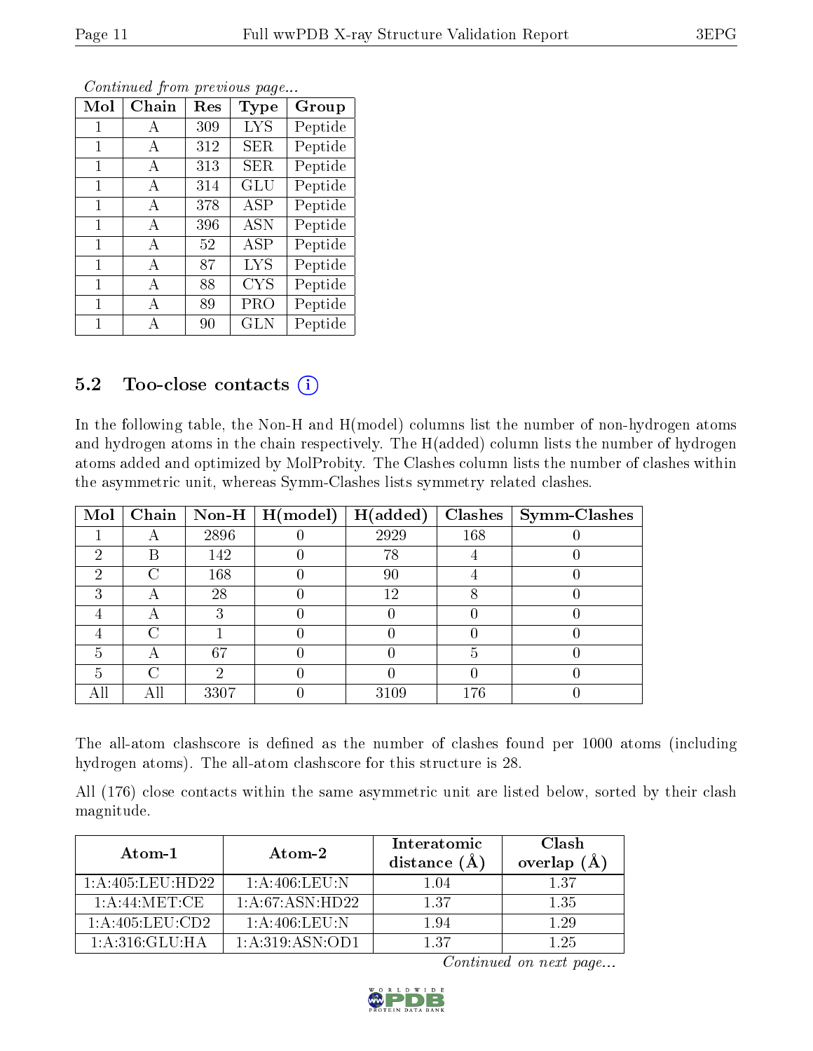*Continued from previous page...*

| Mol | Chain | Res | Type | Group |
|---|---|---|---|---|
| 1 | A | 309 | LYS | Peptide |
| 1 | A | 312 | SER | Peptide |
| 1 | A | 313 | SER | Peptide |
| 1 | A | 314 | GLU | Peptide |
| 1 | A | 378 | ASP | Peptide |
| 1 | A | 396 | ASN | Peptide |
| 1 | A | 52 | ASP | Peptide |
| 1 | A | 87 | LYS | Peptide |
| 1 | A | 88 | CYS | Peptide |
| 1 | A | 89 | PRO | Peptide |
| 1 | A | 90 | GLN | Peptide |

## 5.2 Too-close contacts

In the following table, the Non-H and H(model) columns list the number of non-hydrogen atoms and hydrogen atoms in the chain respectively. The H(added) column lists the number of hydrogen atoms added and optimized by MolProbity. The Clashes column lists the number of clashes within the asymmetric unit, whereas Symm-Clashes lists symmetry related clashes.

| Mol | Chain | Non-H | H(model) | H(added) | Clashes | Symm-Clashes |
|---|---|---|---|---|---|---|
| 1 | A | 2896 | 0 | 2929 | 168 | 0 |
| 2 | B | 142 | 0 | 78 | 4 | 0 |
| 2 | C | 168 | 0 | 90 | 4 | 0 |
| 3 | A | 28 | 0 | 12 | 8 | 0 |
| 4 | A | 3 | 0 | 0 | 0 | 0 |
| 4 | C | 1 | 0 | 0 | 0 | 0 |
| 5 | A | 67 | 0 | 0 | 5 | 0 |
| 5 | C | 2 | 0 | 0 | 0 | 0 |
| All | All | 3307 | 0 | 3109 | 176 | 0 |

The all-atom clashscore is defined as the number of clashes found per 1000 atoms (including hydrogen atoms). The all-atom clashscore for this structure is 28.

All (176) close contacts within the same asymmetric unit are listed below, sorted by their clash magnitude.

| Atom-1 | Atom-2 | Interatomic distance (Å) | Clash overlap (Å) |
|---|---|---|---|
| 1:A:405:LEU:HD22 | 1:A:406:LEU:N | 1.04 | 1.37 |
| 1:A:44:MET:CE | 1:A:67:ASN:HD22 | 1.37 | 1.35 |
| 1:A:405:LEU:CD2 | 1:A:406:LEU:N | 1.94 | 1.29 |
| 1:A:316:GLU:HA | 1:A:319:ASN:OD1 | 1.37 | 1.25 |

*Continued on next page...*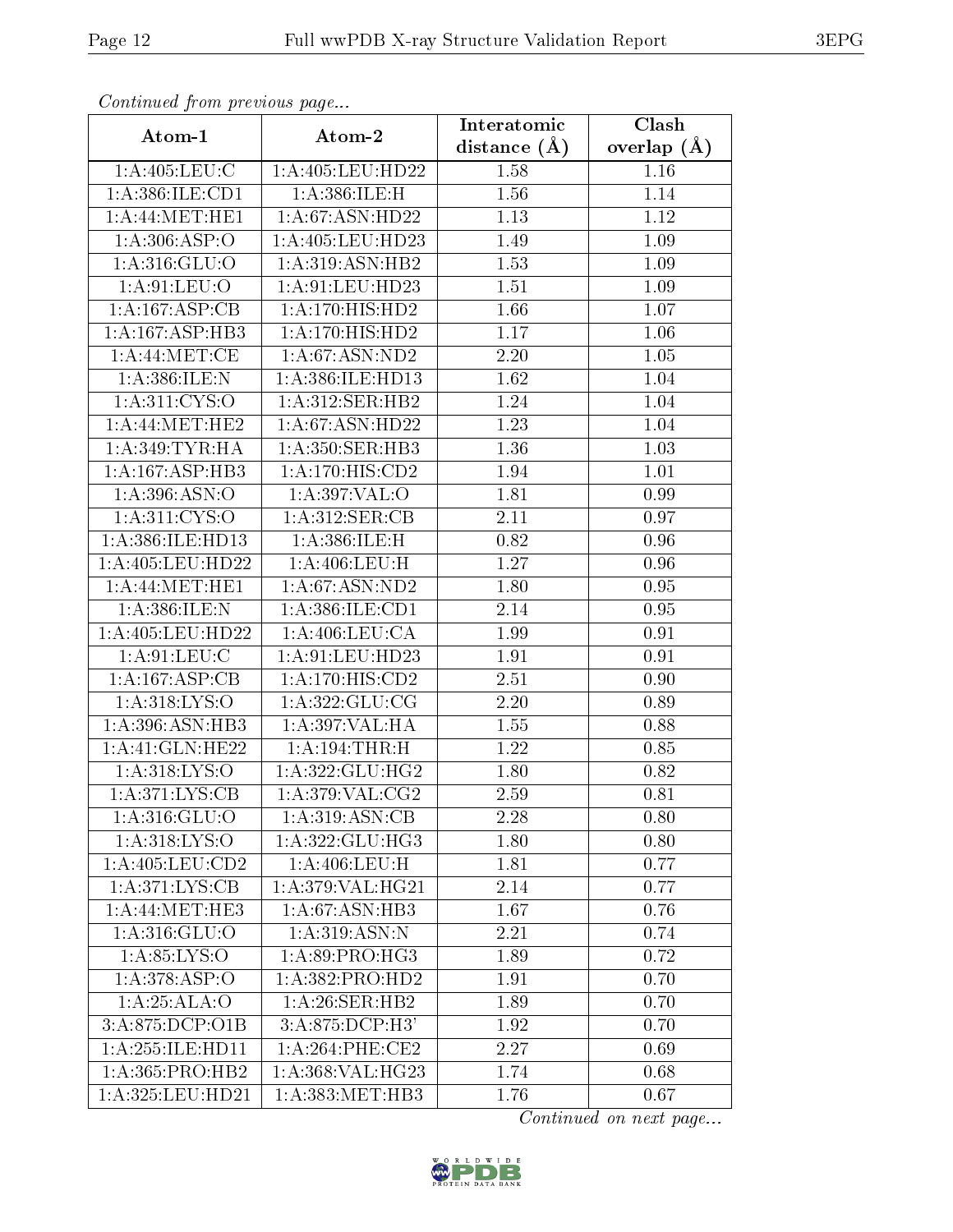*Continued from previous page...*

| Atom-1 | Atom-2 | Interatomic distance (Å) | Clash overlap (Å) |
|---|---|---|---|
| 1:A:405:LEU:C | 1:A:405:LEU:HD22 | 1.58 | 1.16 |
| 1:A:386:ILE:CD1 | 1:A:386:ILE:H | 1.56 | 1.14 |
| 1:A:44:MET:HE1 | 1:A:67:ASN:HD22 | 1.13 | 1.12 |
| 1:A:306:ASP:O | 1:A:405:LEU:HD23 | 1.49 | 1.09 |
| 1:A:316:GLU:O | 1:A:319:ASN:HB2 | 1.53 | 1.09 |
| 1:A:91:LEU:O | 1:A:91:LEU:HD23 | 1.51 | 1.09 |
| 1:A:167:ASP:CB | 1:A:170:HIS:HD2 | 1.66 | 1.07 |
| 1:A:167:ASP:HB3 | 1:A:170:HIS:HD2 | 1.17 | 1.06 |
| 1:A:44:MET:CE | 1:A:67:ASN:ND2 | 2.20 | 1.05 |
| 1:A:386:ILE:N | 1:A:386:ILE:HD13 | 1.62 | 1.04 |
| 1:A:311:CYS:O | 1:A:312:SER:HB2 | 1.24 | 1.04 |
| 1:A:44:MET:HE2 | 1:A:67:ASN:HD22 | 1.23 | 1.04 |
| 1:A:349:TYR:HA | 1:A:350:SER:HB3 | 1.36 | 1.03 |
| 1:A:167:ASP:HB3 | 1:A:170:HIS:CD2 | 1.94 | 1.01 |
| 1:A:396:ASN:O | 1:A:397:VAL:O | 1.81 | 0.99 |
| 1:A:311:CYS:O | 1:A:312:SER:CB | 2.11 | 0.97 |
| 1:A:386:ILE:HD13 | 1:A:386:ILE:H | 0.82 | 0.96 |
| 1:A:405:LEU:HD22 | 1:A:406:LEU:H | 1.27 | 0.96 |
| 1:A:44:MET:HE1 | 1:A:67:ASN:ND2 | 1.80 | 0.95 |
| 1:A:386:ILE:N | 1:A:386:ILE:CD1 | 2.14 | 0.95 |
| 1:A:405:LEU:HD22 | 1:A:406:LEU:CA | 1.99 | 0.91 |
| 1:A:91:LEU:C | 1:A:91:LEU:HD23 | 1.91 | 0.91 |
| 1:A:167:ASP:CB | 1:A:170:HIS:CD2 | 2.51 | 0.90 |
| 1:A:318:LYS:O | 1:A:322:GLU:CG | 2.20 | 0.89 |
| 1:A:396:ASN:HB3 | 1:A:397:VAL:HA | 1.55 | 0.88 |
| 1:A:41:GLN:HE22 | 1:A:194:THR:H | 1.22 | 0.85 |
| 1:A:318:LYS:O | 1:A:322:GLU:HG2 | 1.80 | 0.82 |
| 1:A:371:LYS:CB | 1:A:379:VAL:CG2 | 2.59 | 0.81 |
| 1:A:316:GLU:O | 1:A:319:ASN:CB | 2.28 | 0.80 |
| 1:A:318:LYS:O | 1:A:322:GLU:HG3 | 1.80 | 0.80 |
| 1:A:405:LEU:CD2 | 1:A:406:LEU:H | 1.81 | 0.77 |
| 1:A:371:LYS:CB | 1:A:379:VAL:HG21 | 2.14 | 0.77 |
| 1:A:44:MET:HE3 | 1:A:67:ASN:HB3 | 1.67 | 0.76 |
| 1:A:316:GLU:O | 1:A:319:ASN:N | 2.21 | 0.74 |
| 1:A:85:LYS:O | 1:A:89:PRO:HG3 | 1.89 | 0.72 |
| 1:A:378:ASP:O | 1:A:382:PRO:HD2 | 1.91 | 0.70 |
| 1:A:25:ALA:O | 1:A:26:SER:HB2 | 1.89 | 0.70 |
| 3:A:875:DCP:O1B | 3:A:875:DCP:H3' | 1.92 | 0.70 |
| 1:A:255:ILE:HD11 | 1:A:264:PHE:CE2 | 2.27 | 0.69 |
| 1:A:365:PRO:HB2 | 1:A:368:VAL:HG23 | 1.74 | 0.68 |
| 1:A:325:LEU:HD21 | 1:A:383:MET:HB3 | 1.76 | 0.67 |

*Continued on next page...*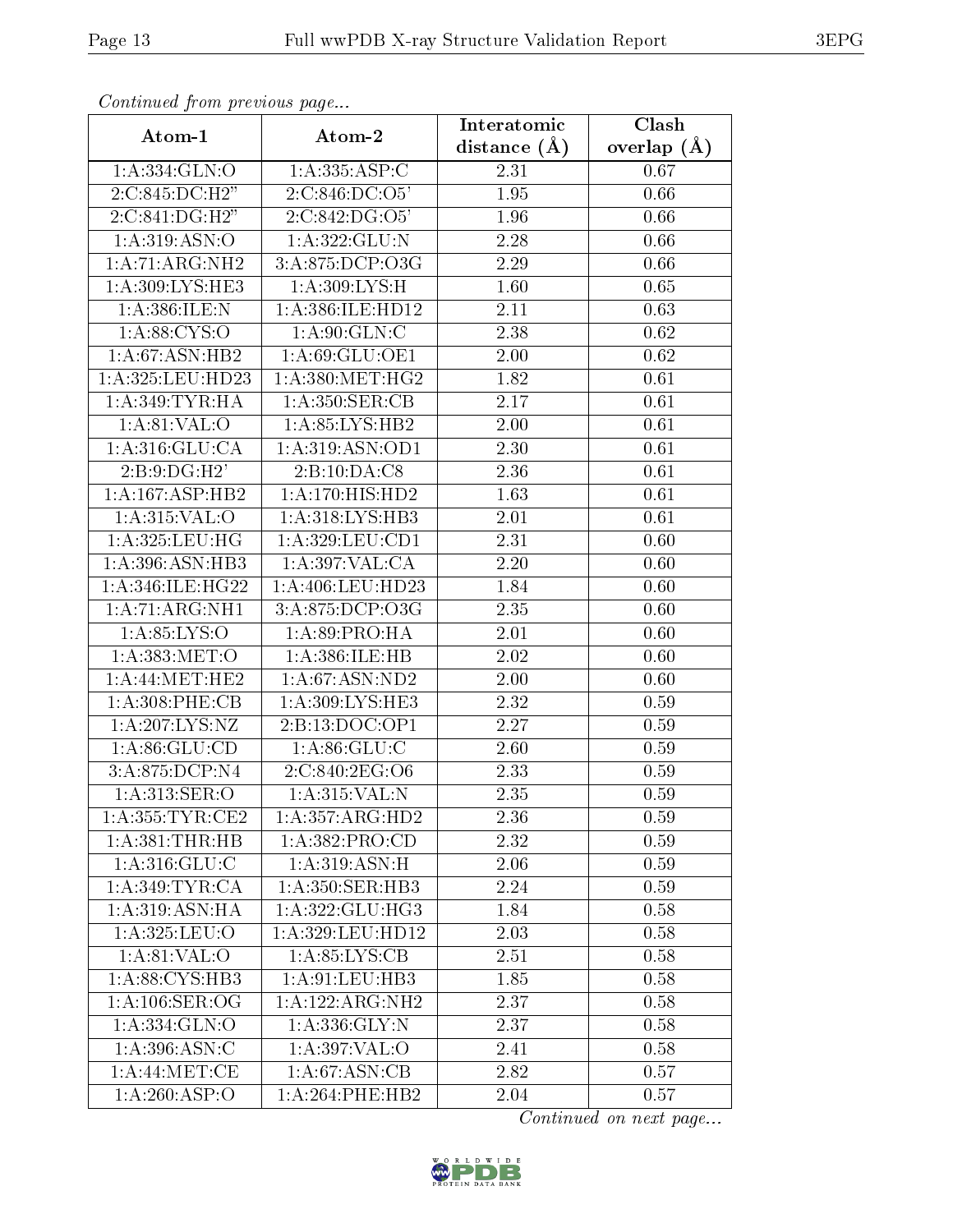*Continued from previous page...*

| Atom-1 | Atom-2 | Interatomic distance (Å) | Clash overlap (Å) |
| --- | --- | --- | --- |
| 1:A:334:GLN:O | 1:A:335:ASP:C | 2.31 | 0.67 |
| 2:C:845:DC:H2" | 2:C:846:DC:O5' | 1.95 | 0.66 |
| 2:C:841:DG:H2" | 2:C:842:DG:O5' | 1.96 | 0.66 |
| 1:A:319:ASN:O | 1:A:322:GLU:N | 2.28 | 0.66 |
| 1:A:71:ARG:NH2 | 3:A:875:DCP:O3G | 2.29 | 0.66 |
| 1:A:309:LYS:HE3 | 1:A:309:LYS:H | 1.60 | 0.65 |
| 1:A:386:ILE:N | 1:A:386:ILE:HD12 | 2.11 | 0.63 |
| 1:A:88:CYS:O | 1:A:90:GLN:C | 2.38 | 0.62 |
| 1:A:67:ASN:HB2 | 1:A:69:GLU:OE1 | 2.00 | 0.62 |
| 1:A:325:LEU:HD23 | 1:A:380:MET:HG2 | 1.82 | 0.61 |
| 1:A:349:TYR:HA | 1:A:350:SER:CB | 2.17 | 0.61 |
| 1:A:81:VAL:O | 1:A:85:LYS:HB2 | 2.00 | 0.61 |
| 1:A:316:GLU:CA | 1:A:319:ASN:OD1 | 2.30 | 0.61 |
| 2:B:9:DG:H2' | 2:B:10:DA:C8 | 2.36 | 0.61 |
| 1:A:167:ASP:HB2 | 1:A:170:HIS:HD2 | 1.63 | 0.61 |
| 1:A:315:VAL:O | 1:A:318:LYS:HB3 | 2.01 | 0.61 |
| 1:A:325:LEU:HG | 1:A:329:LEU:CD1 | 2.31 | 0.60 |
| 1:A:396:ASN:HB3 | 1:A:397:VAL:CA | 2.20 | 0.60 |
| 1:A:346:ILE:HG22 | 1:A:406:LEU:HD23 | 1.84 | 0.60 |
| 1:A:71:ARG:NH1 | 3:A:875:DCP:O3G | 2.35 | 0.60 |
| 1:A:85:LYS:O | 1:A:89:PRO:HA | 2.01 | 0.60 |
| 1:A:383:MET:O | 1:A:386:ILE:HB | 2.02 | 0.60 |
| 1:A:44:MET:HE2 | 1:A:67:ASN:ND2 | 2.00 | 0.60 |
| 1:A:308:PHE:CB | 1:A:309:LYS:HE3 | 2.32 | 0.59 |
| 1:A:207:LYS:NZ | 2:B:13:DOC:OP1 | 2.27 | 0.59 |
| 1:A:86:GLU:CD | 1:A:86:GLU:C | 2.60 | 0.59 |
| 3:A:875:DCP:N4 | 2:C:840:2EG:O6 | 2.33 | 0.59 |
| 1:A:313:SER:O | 1:A:315:VAL:N | 2.35 | 0.59 |
| 1:A:355:TYR:CE2 | 1:A:357:ARG:HD2 | 2.36 | 0.59 |
| 1:A:381:THR:HB | 1:A:382:PRO:CD | 2.32 | 0.59 |
| 1:A:316:GLU:C | 1:A:319:ASN:H | 2.06 | 0.59 |
| 1:A:349:TYR:CA | 1:A:350:SER:HB3 | 2.24 | 0.59 |
| 1:A:319:ASN:HA | 1:A:322:GLU:HG3 | 1.84 | 0.58 |
| 1:A:325:LEU:O | 1:A:329:LEU:HD12 | 2.03 | 0.58 |
| 1:A:81:VAL:O | 1:A:85:LYS:CB | 2.51 | 0.58 |
| 1:A:88:CYS:HB3 | 1:A:91:LEU:HB3 | 1.85 | 0.58 |
| 1:A:106:SER:OG | 1:A:122:ARG:NH2 | 2.37 | 0.58 |
| 1:A:334:GLN:O | 1:A:336:GLY:N | 2.37 | 0.58 |
| 1:A:396:ASN:C | 1:A:397:VAL:O | 2.41 | 0.58 |
| 1:A:44:MET:CE | 1:A:67:ASN:CB | 2.82 | 0.57 |
| 1:A:260:ASP:O | 1:A:264:PHE:HB2 | 2.04 | 0.57 |

*Continued on next page...*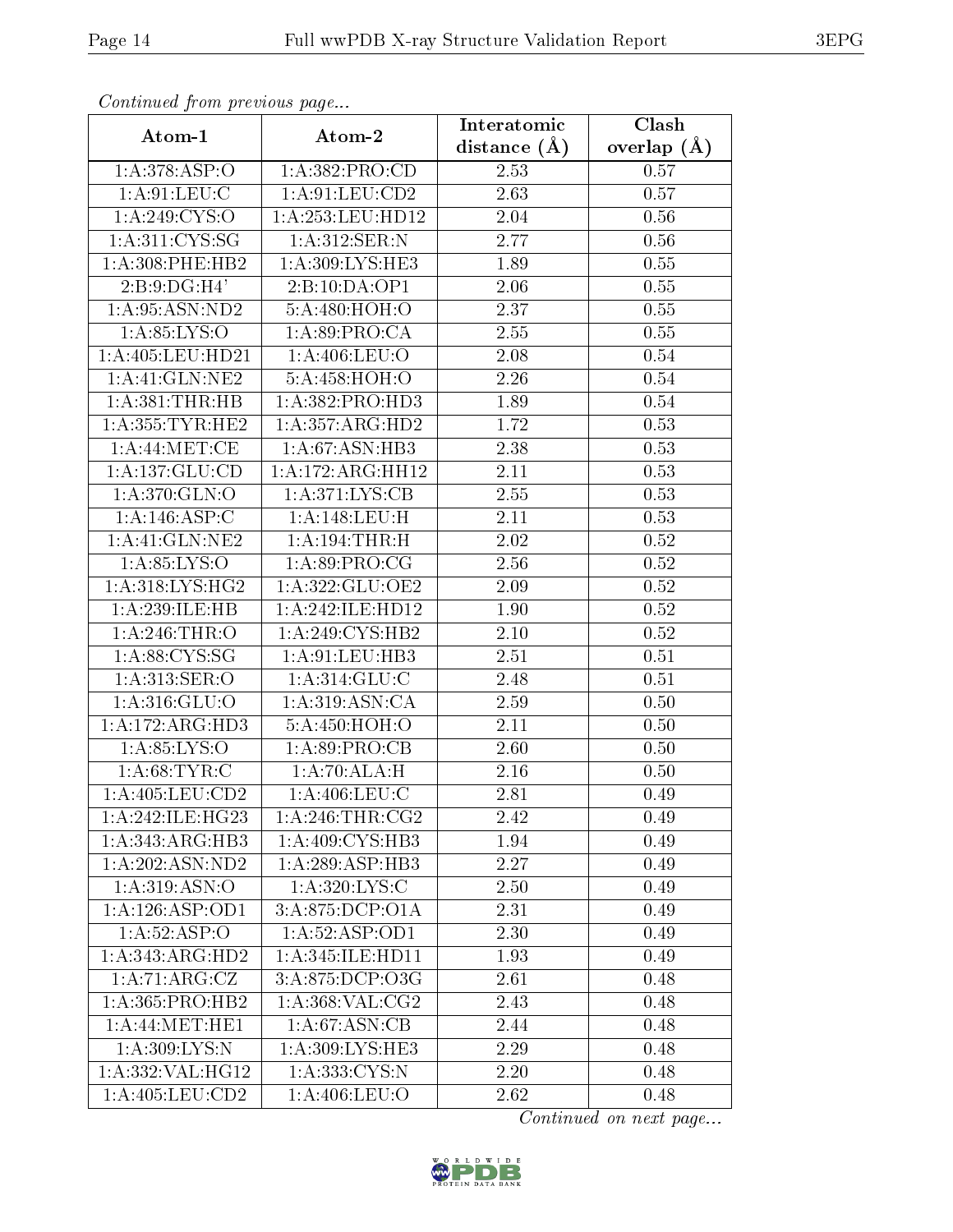*Continued from previous page...*

| Atom-1 | Atom-2 | Interatomic distance (Å) | Clash overlap (Å) |
| --- | --- | --- | --- |
| 1:A:378:ASP:O | 1:A:382:PRO:CD | 2.53 | 0.57 |
| 1:A:91:LEU:C | 1:A:91:LEU:CD2 | 2.63 | 0.57 |
| 1:A:249:CYS:O | 1:A:253:LEU:HD12 | 2.04 | 0.56 |
| 1:A:311:CYS:SG | 1:A:312:SER:N | 2.77 | 0.56 |
| 1:A:308:PHE:HB2 | 1:A:309:LYS:HE3 | 1.89 | 0.55 |
| 2:B:9:DG:H4' | 2:B:10:DA:OP1 | 2.06 | 0.55 |
| 1:A:95:ASN:ND2 | 5:A:480:HOH:O | 2.37 | 0.55 |
| 1:A:85:LYS:O | 1:A:89:PRO:CA | 2.55 | 0.55 |
| 1:A:405:LEU:HD21 | 1:A:406:LEU:O | 2.08 | 0.54 |
| 1:A:41:GLN:NE2 | 5:A:458:HOH:O | 2.26 | 0.54 |
| 1:A:381:THR:HB | 1:A:382:PRO:HD3 | 1.89 | 0.54 |
| 1:A:355:TYR:HE2 | 1:A:357:ARG:HD2 | 1.72 | 0.53 |
| 1:A:44:MET:CE | 1:A:67:ASN:HB3 | 2.38 | 0.53 |
| 1:A:137:GLU:CD | 1:A:172:ARG:HH12 | 2.11 | 0.53 |
| 1:A:370:GLN:O | 1:A:371:LYS:CB | 2.55 | 0.53 |
| 1:A:146:ASP:C | 1:A:148:LEU:H | 2.11 | 0.53 |
| 1:A:41:GLN:NE2 | 1:A:194:THR:H | 2.02 | 0.52 |
| 1:A:85:LYS:O | 1:A:89:PRO:CG | 2.56 | 0.52 |
| 1:A:318:LYS:HG2 | 1:A:322:GLU:OE2 | 2.09 | 0.52 |
| 1:A:239:ILE:HB | 1:A:242:ILE:HD12 | 1.90 | 0.52 |
| 1:A:246:THR:O | 1:A:249:CYS:HB2 | 2.10 | 0.52 |
| 1:A:88:CYS:SG | 1:A:91:LEU:HB3 | 2.51 | 0.51 |
| 1:A:313:SER:O | 1:A:314:GLU:C | 2.48 | 0.51 |
| 1:A:316:GLU:O | 1:A:319:ASN:CA | 2.59 | 0.50 |
| 1:A:172:ARG:HD3 | 5:A:450:HOH:O | 2.11 | 0.50 |
| 1:A:85:LYS:O | 1:A:89:PRO:CB | 2.60 | 0.50 |
| 1:A:68:TYR:C | 1:A:70:ALA:H | 2.16 | 0.50 |
| 1:A:405:LEU:CD2 | 1:A:406:LEU:C | 2.81 | 0.49 |
| 1:A:242:ILE:HG23 | 1:A:246:THR:CG2 | 2.42 | 0.49 |
| 1:A:343:ARG:HB3 | 1:A:409:CYS:HB3 | 1.94 | 0.49 |
| 1:A:202:ASN:ND2 | 1:A:289:ASP:HB3 | 2.27 | 0.49 |
| 1:A:319:ASN:O | 1:A:320:LYS:C | 2.50 | 0.49 |
| 1:A:126:ASP:OD1 | 3:A:875:DCP:O1A | 2.31 | 0.49 |
| 1:A:52:ASP:O | 1:A:52:ASP:OD1 | 2.30 | 0.49 |
| 1:A:343:ARG:HD2 | 1:A:345:ILE:HD11 | 1.93 | 0.49 |
| 1:A:71:ARG:CZ | 3:A:875:DCP:O3G | 2.61 | 0.48 |
| 1:A:365:PRO:HB2 | 1:A:368:VAL:CG2 | 2.43 | 0.48 |
| 1:A:44:MET:HE1 | 1:A:67:ASN:CB | 2.44 | 0.48 |
| 1:A:309:LYS:N | 1:A:309:LYS:HE3 | 2.29 | 0.48 |
| 1:A:332:VAL:HG12 | 1:A:333:CYS:N | 2.20 | 0.48 |
| 1:A:405:LEU:CD2 | 1:A:406:LEU:O | 2.62 | 0.48 |

*Continued on next page...*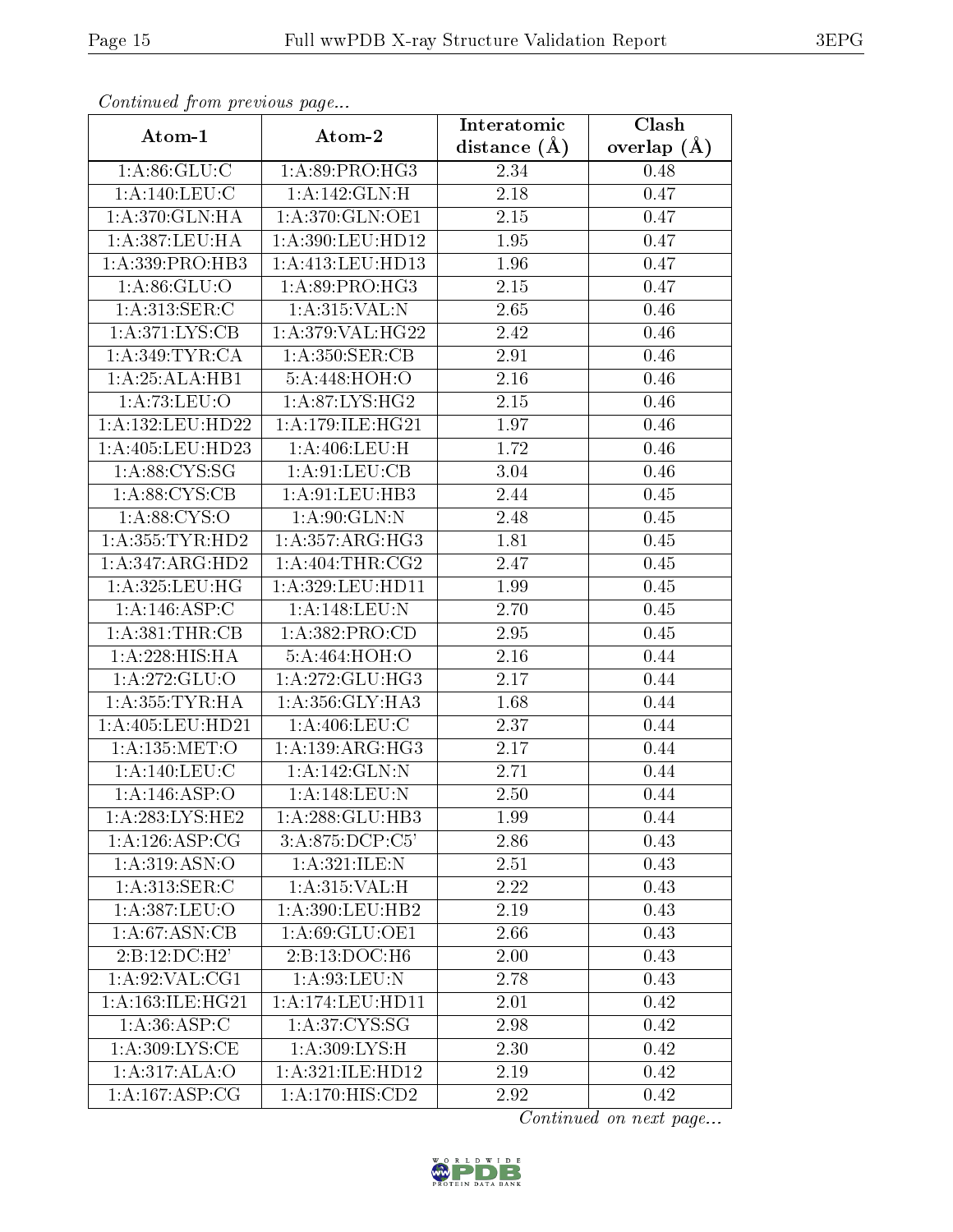*Continued from previous page...*

| Atom-1 | Atom-2 | Interatomic distance (Å) | Clash overlap (Å) |
|---|---|---|---|
| 1:A:86:GLU:C | 1:A:89:PRO:HG3 | 2.34 | 0.48 |
| 1:A:140:LEU:C | 1:A:142:GLN:H | 2.18 | 0.47 |
| 1:A:370:GLN:HA | 1:A:370:GLN:OE1 | 2.15 | 0.47 |
| 1:A:387:LEU:HA | 1:A:390:LEU:HD12 | 1.95 | 0.47 |
| 1:A:339:PRO:HB3 | 1:A:413:LEU:HD13 | 1.96 | 0.47 |
| 1:A:86:GLU:O | 1:A:89:PRO:HG3 | 2.15 | 0.47 |
| 1:A:313:SER:C | 1:A:315:VAL:N | 2.65 | 0.46 |
| 1:A:371:LYS:CB | 1:A:379:VAL:HG22 | 2.42 | 0.46 |
| 1:A:349:TYR:CA | 1:A:350:SER:CB | 2.91 | 0.46 |
| 1:A:25:ALA:HB1 | 5:A:448:HOH:O | 2.16 | 0.46 |
| 1:A:73:LEU:O | 1:A:87:LYS:HG2 | 2.15 | 0.46 |
| 1:A:132:LEU:HD22 | 1:A:179:ILE:HG21 | 1.97 | 0.46 |
| 1:A:405:LEU:HD23 | 1:A:406:LEU:H | 1.72 | 0.46 |
| 1:A:88:CYS:SG | 1:A:91:LEU:CB | 3.04 | 0.46 |
| 1:A:88:CYS:CB | 1:A:91:LEU:HB3 | 2.44 | 0.45 |
| 1:A:88:CYS:O | 1:A:90:GLN:N | 2.48 | 0.45 |
| 1:A:355:TYR:HD2 | 1:A:357:ARG:HG3 | 1.81 | 0.45 |
| 1:A:347:ARG:HD2 | 1:A:404:THR:CG2 | 2.47 | 0.45 |
| 1:A:325:LEU:HG | 1:A:329:LEU:HD11 | 1.99 | 0.45 |
| 1:A:146:ASP:C | 1:A:148:LEU:N | 2.70 | 0.45 |
| 1:A:381:THR:CB | 1:A:382:PRO:CD | 2.95 | 0.45 |
| 1:A:228:HIS:HA | 5:A:464:HOH:O | 2.16 | 0.44 |
| 1:A:272:GLU:O | 1:A:272:GLU:HG3 | 2.17 | 0.44 |
| 1:A:355:TYR:HA | 1:A:356:GLY:HA3 | 1.68 | 0.44 |
| 1:A:405:LEU:HD21 | 1:A:406:LEU:C | 2.37 | 0.44 |
| 1:A:135:MET:O | 1:A:139:ARG:HG3 | 2.17 | 0.44 |
| 1:A:140:LEU:C | 1:A:142:GLN:N | 2.71 | 0.44 |
| 1:A:146:ASP:O | 1:A:148:LEU:N | 2.50 | 0.44 |
| 1:A:283:LYS:HE2 | 1:A:288:GLU:HB3 | 1.99 | 0.44 |
| 1:A:126:ASP:CG | 3:A:875:DCP:C5' | 2.86 | 0.43 |
| 1:A:319:ASN:O | 1:A:321:ILE:N | 2.51 | 0.43 |
| 1:A:313:SER:C | 1:A:315:VAL:H | 2.22 | 0.43 |
| 1:A:387:LEU:O | 1:A:390:LEU:HB2 | 2.19 | 0.43 |
| 1:A:67:ASN:CB | 1:A:69:GLU:OE1 | 2.66 | 0.43 |
| 2:B:12:DC:H2' | 2:B:13:DOC:H6 | 2.00 | 0.43 |
| 1:A:92:VAL:CG1 | 1:A:93:LEU:N | 2.78 | 0.43 |
| 1:A:163:ILE:HG21 | 1:A:174:LEU:HD11 | 2.01 | 0.42 |
| 1:A:36:ASP:C | 1:A:37:CYS:SG | 2.98 | 0.42 |
| 1:A:309:LYS:CE | 1:A:309:LYS:H | 2.30 | 0.42 |
| 1:A:317:ALA:O | 1:A:321:ILE:HD12 | 2.19 | 0.42 |
| 1:A:167:ASP:CG | 1:A:170:HIS:CD2 | 2.92 | 0.42 |

*Continued on next page...*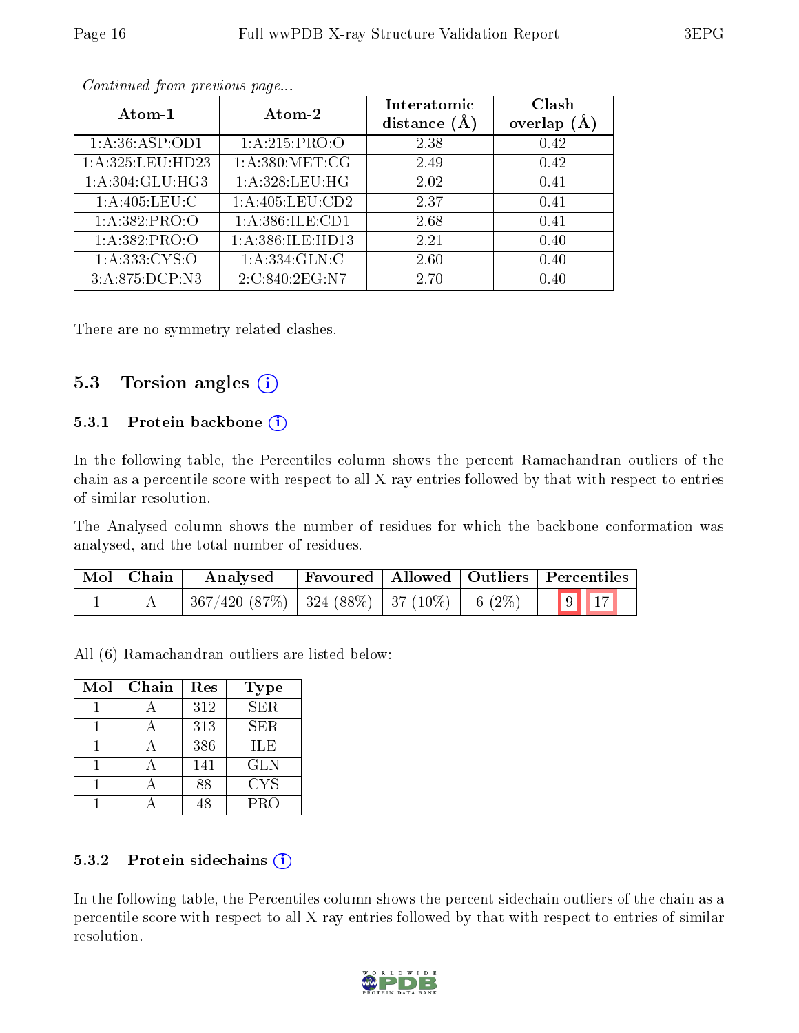*Continued from previous page...*

| Atom-1 | Atom-2 | Interatomic distance (Å) | Clash overlap (Å) |
|---|---|---|---|
| 1:A:36:ASP:OD1 | 1:A:215:PRO:O | 2.38 | 0.42 |
| 1:A:325:LEU:HD23 | 1:A:380:MET:CG | 2.49 | 0.42 |
| 1:A:304:GLU:HG3 | 1:A:328:LEU:HG | 2.02 | 0.41 |
| 1:A:405:LEU:C | 1:A:405:LEU:CD2 | 2.37 | 0.41 |
| 1:A:382:PRO:O | 1:A:386:ILE:CD1 | 2.68 | 0.41 |
| 1:A:382:PRO:O | 1:A:386:ILE:HD13 | 2.21 | 0.40 |
| 1:A:333:CYS:O | 1:A:334:GLN:C | 2.60 | 0.40 |
| 3:A:875:DCP:N3 | 2:C:840:2EG:N7 | 2.70 | 0.40 |

There are no symmetry-related clashes.

## 5.3 Torsion angles

### 5.3.1 Protein backbone

In the following table, the Percentiles column shows the percent Ramachandran outliers of the chain as a percentile score with respect to all X-ray entries followed by that with respect to entries of similar resolution.

The Analysed column shows the number of residues for which the backbone conformation was analysed, and the total number of residues.

| Mol | Chain | Analysed | Favoured | Allowed | Outliers | Percentiles |
|---|---|---|---|---|---|---|
| 1 | A | 367/420 (87%) | 324 (88%) | 37 (10%) | 6 (2%) | 9 17 |

All (6) Ramachandran outliers are listed below:

| Mol | Chain | Res | Type |
|---|---|---|---|
| 1 | A | 312 | SER |
| 1 | A | 313 | SER |
| 1 | A | 386 | ILE |
| 1 | A | 141 | GLN |
| 1 | A | 88 | CYS |
| 1 | A | 48 | PRO |

### 5.3.2 Protein sidechains

In the following table, the Percentiles column shows the percent sidechain outliers of the chain as a percentile score with respect to all X-ray entries followed by that with respect to entries of similar resolution.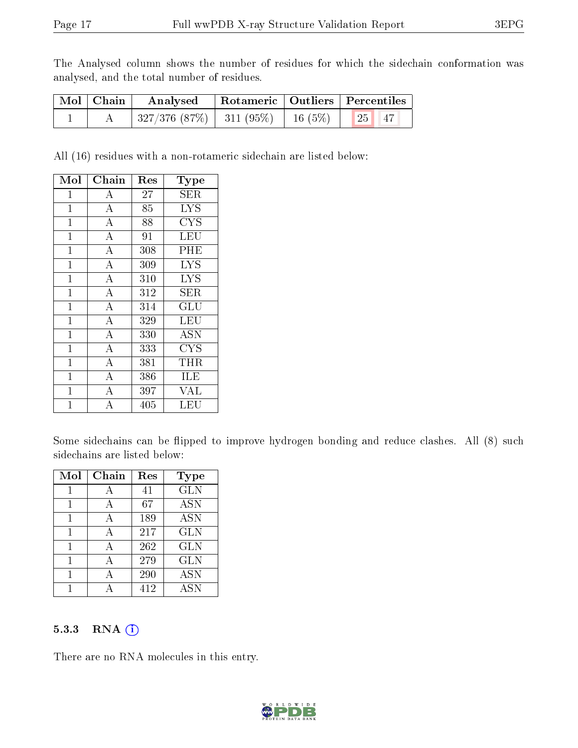The Analysed column shows the number of residues for which the sidechain conformation was analysed, and the total number of residues.

| Mol | Chain | Analysed | Rotameric | Outliers | Percentiles |
|---|---|---|---|---|---|
| 1 | A | 327/376 (87%) | 311 (95%) | 16 (5%) | 25 47 |

All (16) residues with a non-rotameric sidechain are listed below:

| Mol | Chain | Res | Type |
|---|---|---|---|
| 1 | A | 27 | SER |
| 1 | A | 85 | LYS |
| 1 | A | 88 | CYS |
| 1 | A | 91 | LEU |
| 1 | A | 308 | PHE |
| 1 | A | 309 | LYS |
| 1 | A | 310 | LYS |
| 1 | A | 312 | SER |
| 1 | A | 314 | GLU |
| 1 | A | 329 | LEU |
| 1 | A | 330 | ASN |
| 1 | A | 333 | CYS |
| 1 | A | 381 | THR |
| 1 | A | 386 | ILE |
| 1 | A | 397 | VAL |
| 1 | A | 405 | LEU |

Some sidechains can be flipped to improve hydrogen bonding and reduce clashes. All (8) such sidechains are listed below:

| Mol | Chain | Res | Type |
|---|---|---|---|
| 1 | A | 41 | GLN |
| 1 | A | 67 | ASN |
| 1 | A | 189 | ASN |
| 1 | A | 217 | GLN |
| 1 | A | 262 | GLN |
| 1 | A | 279 | GLN |
| 1 | A | 290 | ASN |
| 1 | A | 412 | ASN |

### 5.3.3 RNA

There are no RNA molecules in this entry.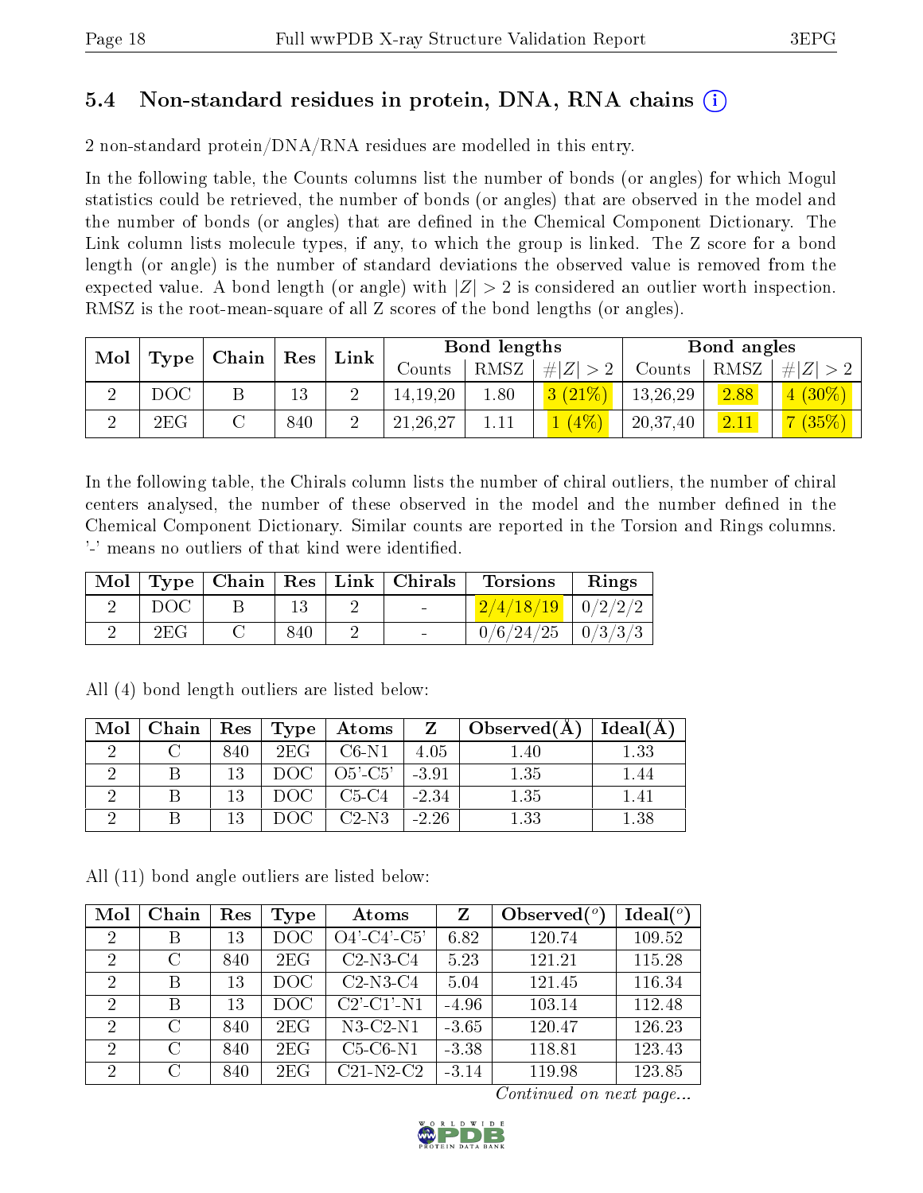## 5.4 Non-standard residues in protein, DNA, RNA chains ⓘ

2 non-standard protein/DNA/RNA residues are modelled in this entry.

In the following table, the Counts columns list the number of bonds (or angles) for which Mogul statistics could be retrieved, the number of bonds (or angles) that are observed in the model and the number of bonds (or angles) that are defined in the Chemical Component Dictionary. The Link column lists molecule types, if any, to which the group is linked. The Z score for a bond length (or angle) is the number of standard deviations the observed value is removed from the expected value. A bond length (or angle) with $|Z| > 2$ is considered an outlier worth inspection. RMSZ is the root-mean-square of all Z scores of the bond lengths (or angles).

| Mol | Type | Chain | Res | Link | Bond lengths | | | Bond angles | | |
|---|---|---|---|---|---|---|---|---|---|---|
| | | | | | Counts | RMSZ | $\#\|Z\| > 2$ | Counts | RMSZ | $\#\|Z\| > 2$ |
| 2 | DOC | B | 13 | 2 | 14,19,20 | 1.80 | 3 (21%) | 13,26,29 | 2.88 | 4 (30%) |
| 2 | 2EG | C | 840 | 2 | 21,26,27 | 1.11 | 1 (4%) | 20,37,40 | 2.11 | 7 (35%) |

In the following table, the Chirals column lists the number of chiral outliers, the number of chiral centers analysed, the number of these observed in the model and the number defined in the Chemical Component Dictionary. Similar counts are reported in the Torsion and Rings columns. '-' means no outliers of that kind were identified.

| Mol | Type | Chain | Res | Link | Chirals | Torsions | Rings |
|---|---|---|---|---|---|---|---|
| 2 | DOC | B | 13 | 2 | - | 2/4/18/19 | 0/2/2/2 |
| 2 | 2EG | C | 840 | 2 | - | 0/6/24/25 | 0/3/3/3 |

All (4) bond length outliers are listed below:

| Mol | Chain | Res | Type | Atoms | Z | Observed(Å) | Ideal(Å) |
|---|---|---|---|---|---|---|---|
| 2 | C | 840 | 2EG | C6-N1 | 4.05 | 1.40 | 1.33 |
| 2 | B | 13 | DOC | O5'-C5' | -3.91 | 1.35 | 1.44 |
| 2 | B | 13 | DOC | C5-C4 | -2.34 | 1.35 | 1.41 |
| 2 | B | 13 | DOC | C2-N3 | -2.26 | 1.33 | 1.38 |

All (11) bond angle outliers are listed below:

| Mol | Chain | Res | Type | Atoms | Z | Observed(°) | Ideal(°) |
|---|---|---|---|---|---|---|---|
| 2 | B | 13 | DOC | O4'-C4'-C5' | 6.82 | 120.74 | 109.52 |
| 2 | C | 840 | 2EG | C2-N3-C4 | 5.23 | 121.21 | 115.28 |
| 2 | B | 13 | DOC | C2-N3-C4 | 5.04 | 121.45 | 116.34 |
| 2 | B | 13 | DOC | C2'-C1'-N1 | -4.96 | 103.14 | 112.48 |
| 2 | C | 840 | 2EG | N3-C2-N1 | -3.65 | 120.47 | 126.23 |
| 2 | C | 840 | 2EG | C5-C6-N1 | -3.38 | 118.81 | 123.43 |
| 2 | C | 840 | 2EG | C21-N2-C2 | -3.14 | 119.98 | 123.85 |

*Continued on next page...*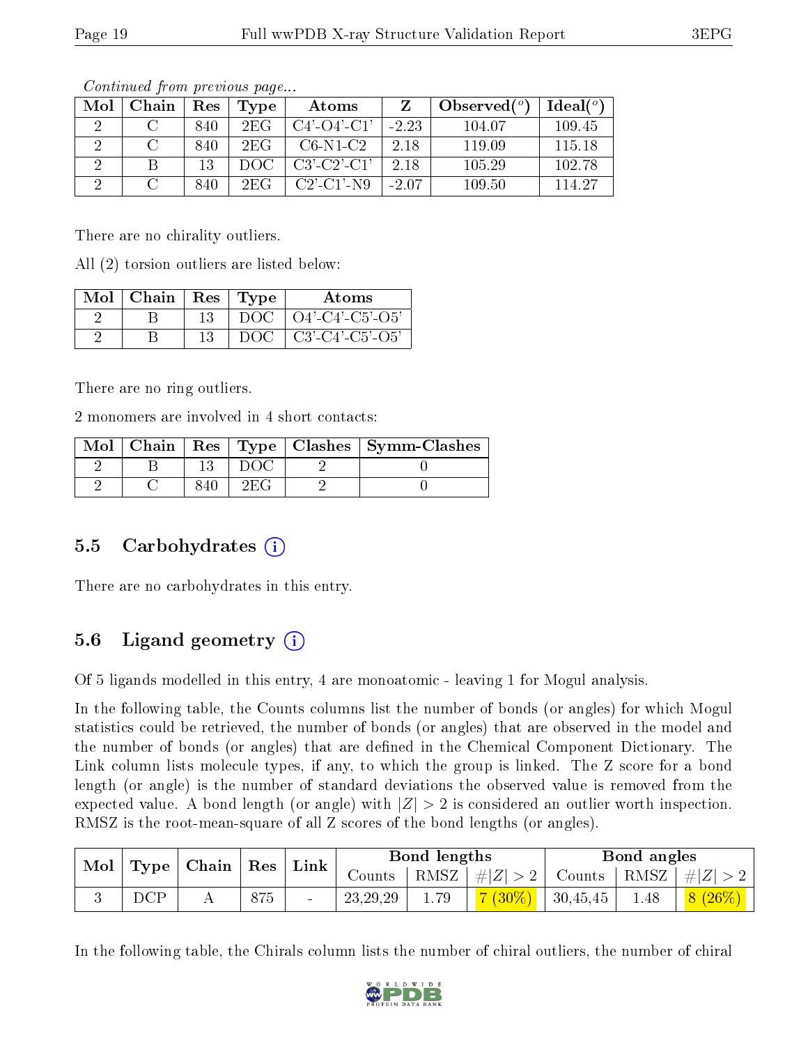*Continued from previous page...*

| Mol | Chain | Res | Type | Atoms | Z | Observed(°) | Ideal(°) |
|---|---|---|---|---|---|---|---|
| 2 | C | 840 | 2EG | C4'-O4'-C1' | -2.23 | 104.07 | 109.45 |
| 2 | C | 840 | 2EG | C6-N1-C2 | 2.18 | 119.09 | 115.18 |
| 2 | B | 13 | DOC | C3'-C2'-C1' | 2.18 | 105.29 | 102.78 |
| 2 | C | 840 | 2EG | C2'-C1'-N9 | -2.07 | 109.50 | 114.27 |

There are no chirality outliers.

All (2) torsion outliers are listed below:

| Mol | Chain | Res | Type | Atoms |
|---|---|---|---|---|
| 2 | B | 13 | DOC | O4'-C4'-C5'-O5' |
| 2 | B | 13 | DOC | C3'-C4'-C5'-O5' |

There are no ring outliers.

2 monomers are involved in 4 short contacts:

| Mol | Chain | Res | Type | Clashes | Symm-Clashes |
|---|---|---|---|---|---|
| 2 | B | 13 | DOC | 2 | 0 |
| 2 | C | 840 | 2EG | 2 | 0 |

## 5.5 Carbohydrates

There are no carbohydrates in this entry.

## 5.6 Ligand geometry

Of 5 ligands modelled in this entry, 4 are monoatomic - leaving 1 for Mogul analysis.

In the following table, the Counts columns list the number of bonds (or angles) for which Mogul statistics could be retrieved, the number of bonds (or angles) that are observed in the model and the number of bonds (or angles) that are defined in the Chemical Component Dictionary. The Link column lists molecule types, if any, to which the group is linked. The Z score for a bond length (or angle) is the number of standard deviations the observed value is removed from the expected value. A bond length (or angle) with $|Z| > 2$ is considered an outlier worth inspection. RMSZ is the root-mean-square of all Z scores of the bond lengths (or angles).

| Mol | Type | Chain | Res | Link | Bond lengths | | | Bond angles | | |
|---|---|---|---|---|---|---|---|---|---|---|
| | | | | | Counts | RMSZ | $\#\|Z\| > 2$ | Counts | RMSZ | $\#\|Z\| > 2$ |
| 3 | DCP | A | 875 | - | 23,29,29 | 1.79 | 7 (30%) | 30,45,45 | 1.48 | 8 (26%) |

In the following table, the Chirals column lists the number of chiral outliers, the number of chiral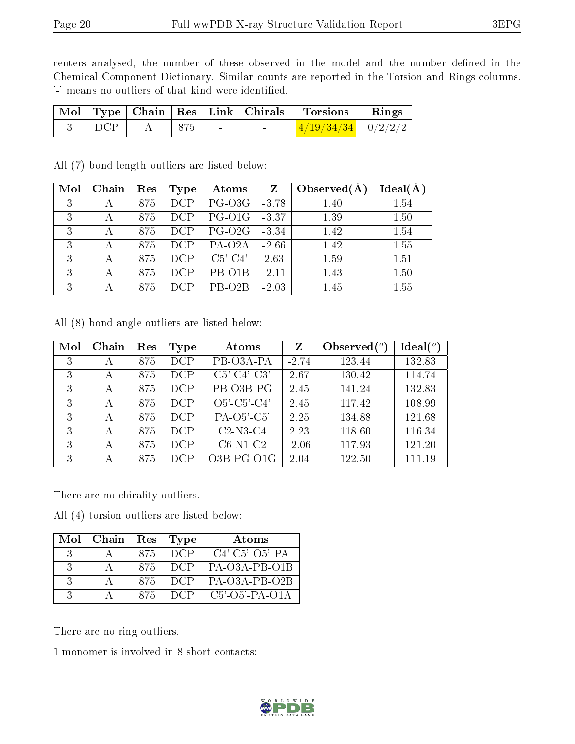centers analysed, the number of these observed in the model and the number defined in the Chemical Component Dictionary. Similar counts are reported in the Torsion and Rings columns. '-' means no outliers of that kind were identified.

| Mol | Type | Chain | Res | Link | Chirals | Torsions | Rings |
|---|---|---|---|---|---|---|---|
| 3 | DCP | A | 875 | - | - | 4/19/34/34 | 0/2/2/2 |

All (7) bond length outliers are listed below:

| Mol | Chain | Res | Type | Atoms | Z | Observed(Å) | Ideal(Å) |
|---|---|---|---|---|---|---|---|
| 3 | A | 875 | DCP | PG-O3G | -3.78 | 1.40 | 1.54 |
| 3 | A | 875 | DCP | PG-O1G | -3.37 | 1.39 | 1.50 |
| 3 | A | 875 | DCP | PG-O2G | -3.34 | 1.42 | 1.54 |
| 3 | A | 875 | DCP | PA-O2A | -2.66 | 1.42 | 1.55 |
| 3 | A | 875 | DCP | C5'-C4' | 2.63 | 1.59 | 1.51 |
| 3 | A | 875 | DCP | PB-O1B | -2.11 | 1.43 | 1.50 |
| 3 | A | 875 | DCP | PB-O2B | -2.03 | 1.45 | 1.55 |

All (8) bond angle outliers are listed below:

| Mol | Chain | Res | Type | Atoms | Z | Observed(°) | Ideal(°) |
|---|---|---|---|---|---|---|---|
| 3 | A | 875 | DCP | PB-O3A-PA | -2.74 | 123.44 | 132.83 |
| 3 | A | 875 | DCP | C5'-C4'-C3' | 2.67 | 130.42 | 114.74 |
| 3 | A | 875 | DCP | PB-O3B-PG | 2.45 | 141.24 | 132.83 |
| 3 | A | 875 | DCP | O5'-C5'-C4' | 2.45 | 117.42 | 108.99 |
| 3 | A | 875 | DCP | PA-O5'-C5' | 2.25 | 134.88 | 121.68 |
| 3 | A | 875 | DCP | C2-N3-C4 | 2.23 | 118.60 | 116.34 |
| 3 | A | 875 | DCP | C6-N1-C2 | -2.06 | 117.93 | 121.20 |
| 3 | A | 875 | DCP | O3B-PG-O1G | 2.04 | 122.50 | 111.19 |

There are no chirality outliers.

All (4) torsion outliers are listed below:

| Mol | Chain | Res | Type | Atoms |
|---|---|---|---|---|
| 3 | A | 875 | DCP | C4'-C5'-O5'-PA |
| 3 | A | 875 | DCP | PA-O3A-PB-O1B |
| 3 | A | 875 | DCP | PA-O3A-PB-O2B |
| 3 | A | 875 | DCP | C5'-O5'-PA-O1A |

There are no ring outliers.

1 monomer is involved in 8 short contacts: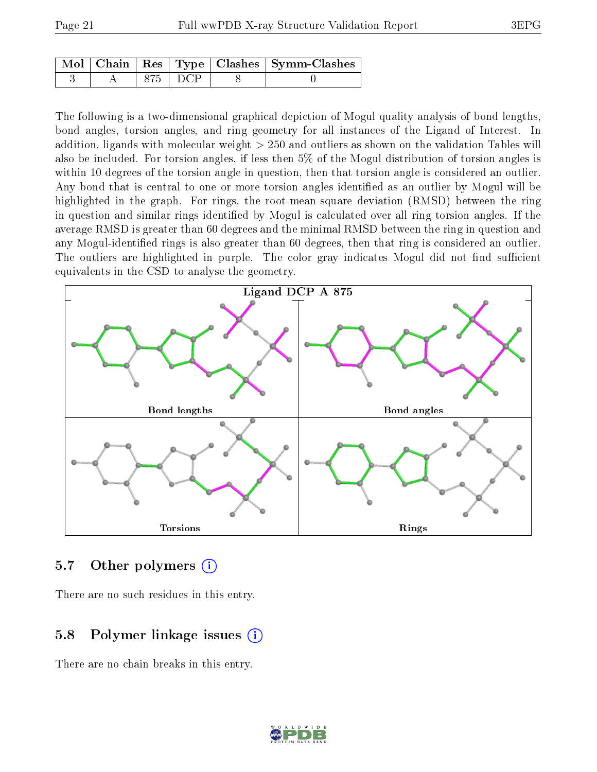| Mol | Chain | Res | Type | Clashes | Symm-Clashes |
|---|---|---|---|---|---|
| 3 | A | 875 | DCP | 8 | 0 |

The following is a two-dimensional graphical depiction of Mogul quality analysis of bond lengths, bond angles, torsion angles, and ring geometry for all instances of the Ligand of Interest. In addition, ligands with molecular weight > 250 and outliers as shown on the validation Tables will also be included. For torsion angles, if less then 5% of the Mogul distribution of torsion angles is within 10 degrees of the torsion angle in question, then that torsion angle is considered an outlier. Any bond that is central to one or more torsion angles identified as an outlier by Mogul will be highlighted in the graph. For rings, the root-mean-square deviation (RMSD) between the ring in question and similar rings identified by Mogul is calculated over all ring torsion angles. If the average RMSD is greater than 60 degrees and the minimal RMSD between the ring in question and any Mogul-identified rings is also greater than 60 degrees, then that ring is considered an outlier. The outliers are highlighted in purple. The color gray indicates Mogul did not find sufficient equivalents in the CSD to analyse the geometry.

Ligand DCP A 875

Bond lengths

Bond angles

Torsions

Rings

## 5.7 Other polymers

There are no such residues in this entry.

## 5.8 Polymer linkage issues

There are no chain breaks in this entry.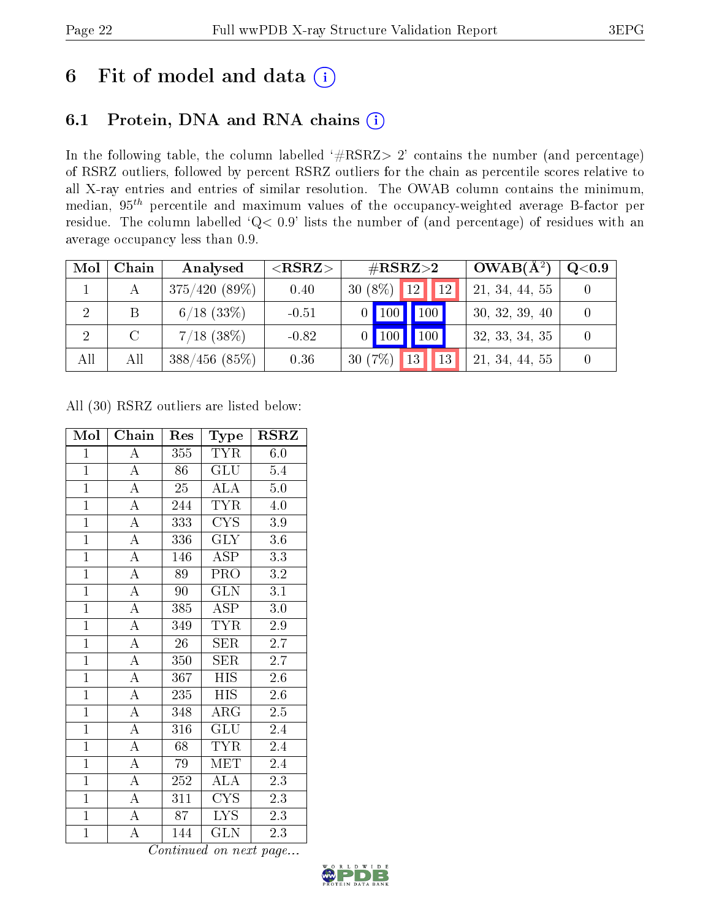# 6 Fit of model and data (i)

## 6.1 Protein, DNA and RNA chains (i)

In the following table, the column labelled '#RSRZ> 2' contains the number (and percentage) of RSRZ outliers, followed by percent RSRZ outliers for the chain as percentile scores relative to all X-ray entries and entries of similar resolution. The OWAB column contains the minimum, median, $95^{th}$ percentile and maximum values of the occupancy-weighted average B-factor per residue. The column labelled 'Q< 0.9' lists the number of (and percentage) of residues with an average occupancy less than 0.9.

| Mol | Chain | Analysed | <RSRZ> | #RSRZ>2 | | | OWAB(Å$^2$) | Q<0.9 |
|---|---|---|---|---|---|---|---|---|
| 1 | A | 375/420 (89%) | 0.40 | 30 (8%) | 12 | 12 | 21, 34, 44, 55 | 0 |
| 2 | B | 6/18 (33%) | -0.51 | 0 | 100 | 100 | 30, 32, 39, 40 | 0 |
| 2 | C | 7/18 (38%) | -0.82 | 0 | 100 | 100 | 32, 33, 34, 35 | 0 |
| All | All | 388/456 (85%) | 0.36 | 30 (7%) | 13 | 13 | 21, 34, 44, 55 | 0 |

All (30) RSRZ outliers are listed below:

| Mol | Chain | Res | Type | RSRZ |
|---|---|---|---|---|
| 1 | A | 355 | TYR | 6.0 |
| 1 | A | 86 | GLU | 5.4 |
| 1 | A | 25 | ALA | 5.0 |
| 1 | A | 244 | TYR | 4.0 |
| 1 | A | 333 | CYS | 3.9 |
| 1 | A | 336 | GLY | 3.6 |
| 1 | A | 146 | ASP | 3.3 |
| 1 | A | 89 | PRO | 3.2 |
| 1 | A | 90 | GLN | 3.1 |
| 1 | A | 385 | ASP | 3.0 |
| 1 | A | 349 | TYR | 2.9 |
| 1 | A | 26 | SER | 2.7 |
| 1 | A | 350 | SER | 2.7 |
| 1 | A | 367 | HIS | 2.6 |
| 1 | A | 235 | HIS | 2.6 |
| 1 | A | 348 | ARG | 2.5 |
| 1 | A | 316 | GLU | 2.4 |
| 1 | A | 68 | TYR | 2.4 |
| 1 | A | 79 | MET | 2.4 |
| 1 | A | 252 | ALA | 2.3 |
| 1 | A | 311 | CYS | 2.3 |
| 1 | A | 87 | LYS | 2.3 |
| 1 | A | 144 | GLN | 2.3 |

*Continued on next page...*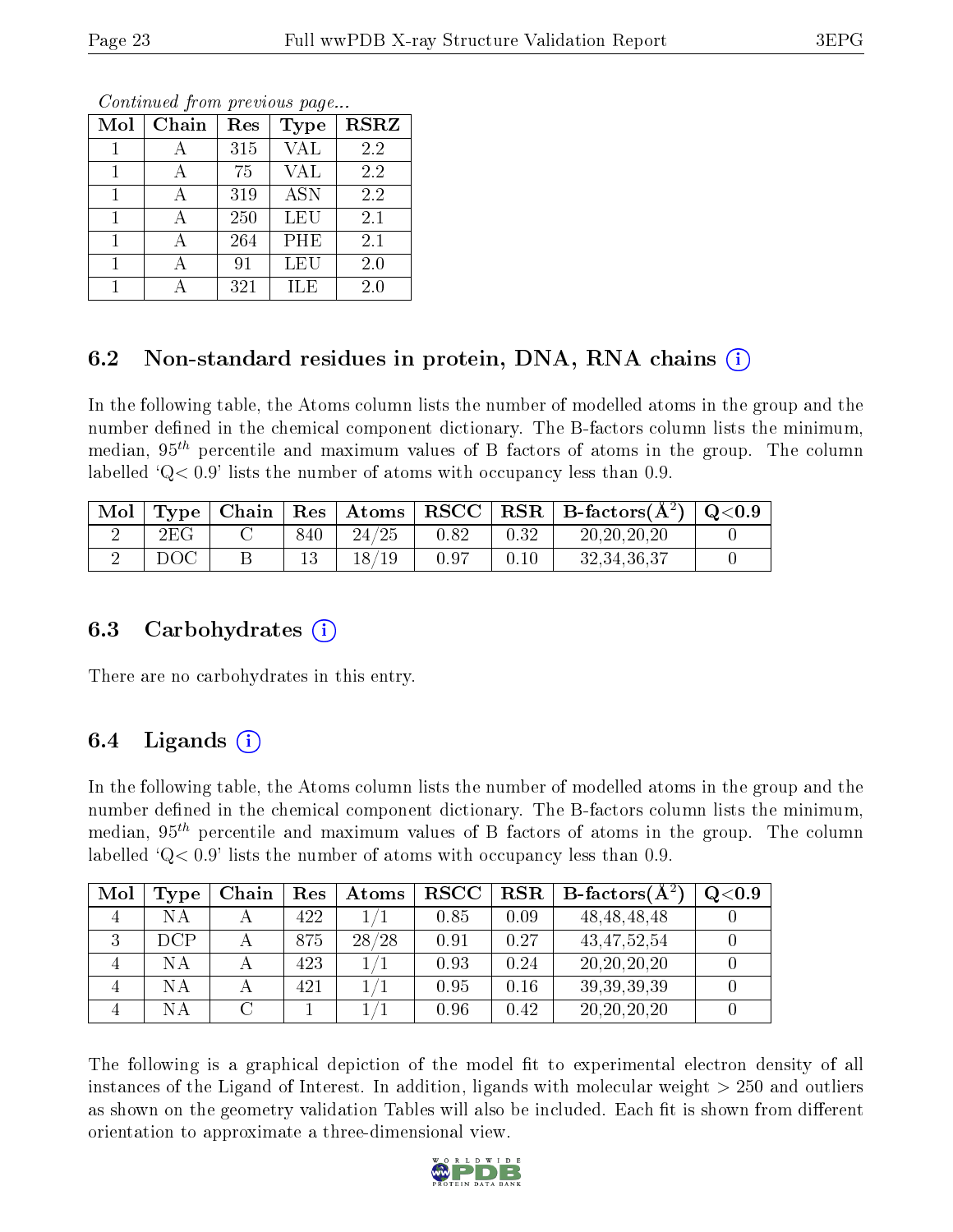*Continued from previous page...*

| Mol | Chain | Res | Type | RSRZ |
|---|---|---|---|---|
| 1 | A | 315 | VAL | 2.2 |
| 1 | A | 75 | VAL | 2.2 |
| 1 | A | 319 | ASN | 2.2 |
| 1 | A | 250 | LEU | 2.1 |
| 1 | A | 264 | PHE | 2.1 |
| 1 | A | 91 | LEU | 2.0 |
| 1 | A | 321 | ILE | 2.0 |

## 6.2 Non-standard residues in protein, DNA, RNA chains (i)

In the following table, the Atoms column lists the number of modelled atoms in the group and the number defined in the chemical component dictionary. The B-factors column lists the minimum, median, $95^{th}$ percentile and maximum values of B factors of atoms in the group. The column labelled 'Q< 0.9' lists the number of atoms with occupancy less than 0.9.

| Mol | Type | Chain | Res | Atoms | RSCC | RSR | B-factors($Å^2$) | Q<0.9 |
|---|---|---|---|---|---|---|---|---|
| 2 | 2EG | C | 840 | 24/25 | 0.82 | 0.32 | 20,20,20,20 | 0 |
| 2 | DOC | B | 13 | 18/19 | 0.97 | 0.10 | 32,34,36,37 | 0 |

## 6.3 Carbohydrates (i)

There are no carbohydrates in this entry.

## 6.4 Ligands (i)

In the following table, the Atoms column lists the number of modelled atoms in the group and the number defined in the chemical component dictionary. The B-factors column lists the minimum, median, $95^{th}$ percentile and maximum values of B factors of atoms in the group. The column labelled 'Q< 0.9' lists the number of atoms with occupancy less than 0.9.

| Mol | Type | Chain | Res | Atoms | RSCC | RSR | B-factors($Å^2$) | Q<0.9 |
|---|---|---|---|---|---|---|---|---|
| 4 | NA | A | 422 | 1/1 | 0.85 | 0.09 | 48,48,48,48 | 0 |
| 3 | DCP | A | 875 | 28/28 | 0.91 | 0.27 | 43,47,52,54 | 0 |
| 4 | NA | A | 423 | 1/1 | 0.93 | 0.24 | 20,20,20,20 | 0 |
| 4 | NA | A | 421 | 1/1 | 0.95 | 0.16 | 39,39,39,39 | 0 |
| 4 | NA | C | 1 | 1/1 | 0.96 | 0.42 | 20,20,20,20 | 0 |

The following is a graphical depiction of the model fit to experimental electron density of all instances of the Ligand of Interest. In addition, ligands with molecular weight > 250 and outliers as shown on the geometry validation Tables will also be included. Each fit is shown from different orientation to approximate a three-dimensional view.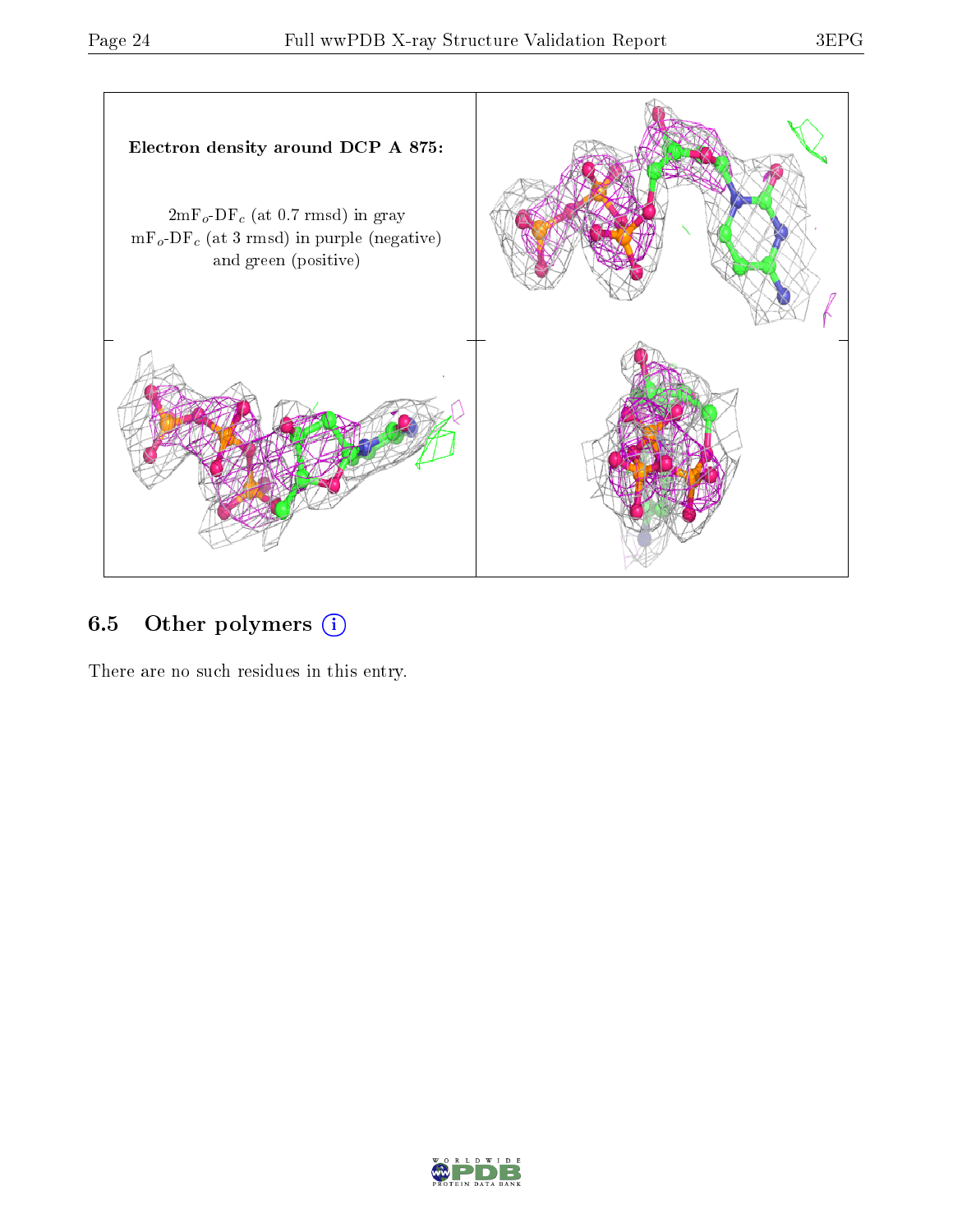**Electron density around DCP A 875:**

$2mF_o$-$DF_c$ (at 0.7 rmsd) in gray
$mF_o$-$DF_c$ (at 3 rmsd) in purple (negative)
and green (positive)

## 6.5 Other polymers

There are no such residues in this entry.